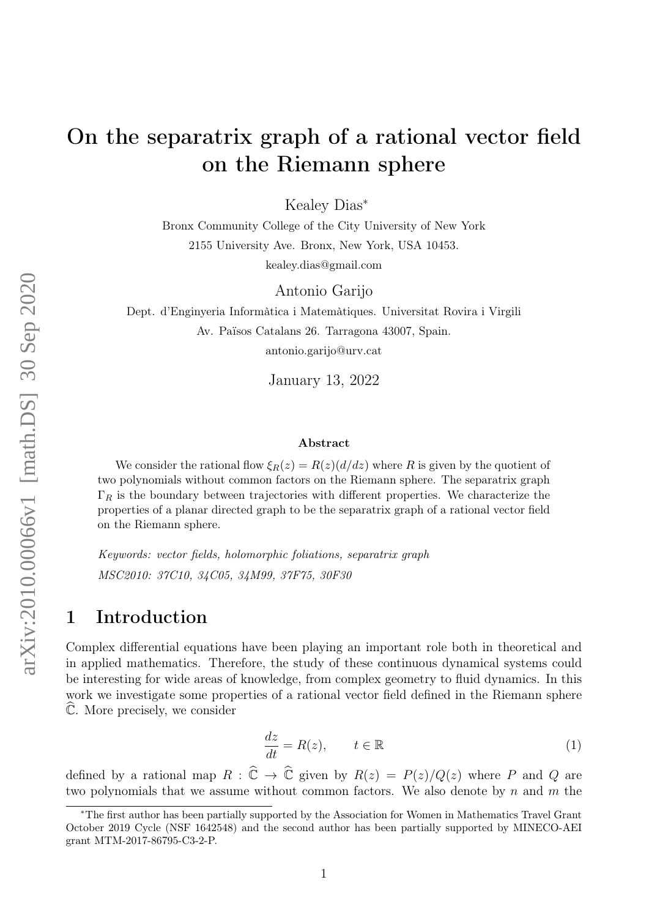# On the separatrix graph of a rational vector field on the Riemann sphere

Kealey Dias*

Bronx Community College of the City University of New York

2155 University Ave. Bronx, New York, USA 10453.

kealey.dias@gmail.com

Antonio Garijo

Dept. d'Enginyeria Informàtica i Matemàtiques. Universitat Rovira i Virgili

Av. Països Catalans 26. Tarragona 43007, Spain.

antonio.garijo@urv.cat

January 13, 2022

### Abstract

We consider the rational flow $\xi_R(z) = R(z)(d/dz)$ where $R$ is given by the quotient of two polynomials without common factors on the Riemann sphere. The separatrix graph $\Gamma_R$ is the boundary between trajectories with different properties. We characterize the properties of a planar directed graph to be the separatrix graph of a rational vector field on the Riemann sphere.

*Keywords: vector fields, holomorphic foliations, separatrix graph*

*MSC2010: 37C10, 34C05, 34M99, 37F75, 30F30*

## 1 Introduction

Complex differential equations have been playing an important role both in theoretical and in applied mathematics. Therefore, the study of these continuous dynamical systems could be interesting for wide areas of knowledge, from complex geometry to fluid dynamics. In this work we investigate some properties of a rational vector field defined in the Riemann sphere $\widehat{\mathbb{C}}$. More precisely, we consider

$$\frac{dz}{dt} = R(z), \qquad t \in \mathbb{R} \tag{1}$$

defined by a rational map $R : \widehat{\mathbb{C}} \to \widehat{\mathbb{C}}$ given by $R(z) = P(z)/Q(z)$ where $P$ and $Q$ are two polynomials that we assume without common factors. We also denote by $n$ and $m$ the

---

*The first author has been partially supported by the Association for Women in Mathematics Travel Grant October 2019 Cycle (NSF 1642548) and the second author has been partially supported by MINECO-AEI grant MTM-2017-86795-C3-2-P.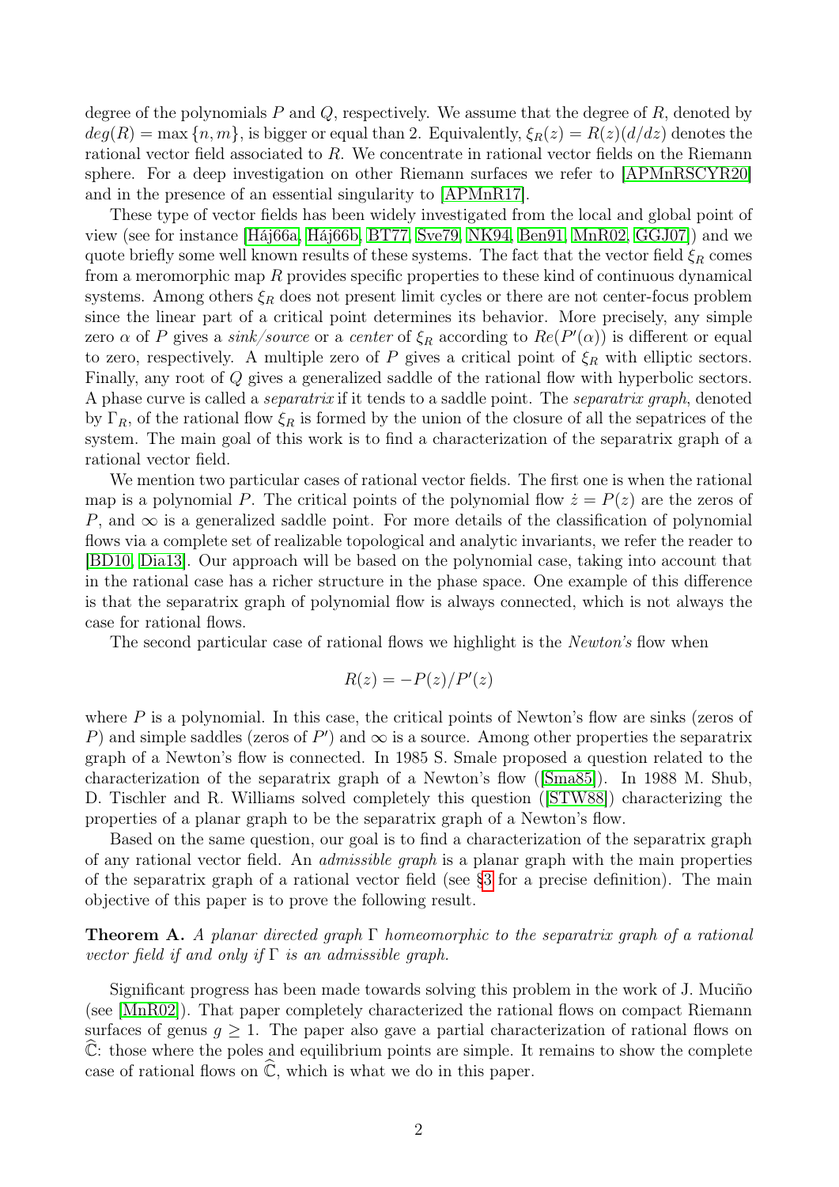degree of the polynomials $P$ and $Q$, respectively. We assume that the degree of $R$, denoted by $deg(R) = \max\{n, m\}$, is bigger or equal than 2. Equivalently, $\xi_R(z) = R(z)(d/dz)$ denotes the rational vector field associated to $R$. We concentrate in rational vector fields on the Riemann sphere. For a deep investigation on other Riemann surfaces we refer to [APMnRSCYR20] and in the presence of an essential singularity to [APMnR17].

These type of vector fields has been widely investigated from the local and global point of view (see for instance [Háj66a, Háj66b, BT77, Sve79, NK94, Ben91, MnR02, GGJ07]) and we quote briefly some well known results of these systems. The fact that the vector field $\xi_R$ comes from a meromorphic map $R$ provides specific properties to these kind of continuous dynamical systems. Among others $\xi_R$ does not present limit cycles or there are not center-focus problem since the linear part of a critical point determines its behavior. More precisely, any simple zero $\alpha$ of $P$ gives a *sink/source* or a *center* of $\xi_R$ according to $Re(P'(\alpha))$ is different or equal to zero, respectively. A multiple zero of $P$ gives a critical point of $\xi_R$ with elliptic sectors. Finally, any root of $Q$ gives a generalized saddle of the rational flow with hyperbolic sectors. A phase curve is called a *separatrix* if it tends to a saddle point. The *separatrix graph*, denoted by $\Gamma_R$, of the rational flow $\xi_R$ is formed by the union of the closure of all the sepatrices of the system. The main goal of this work is to find a characterization of the separatrix graph of a rational vector field.

We mention two particular cases of rational vector fields. The first one is when the rational map is a polynomial $P$. The critical points of the polynomial flow $\dot{z} = P(z)$ are the zeros of $P$, and $\infty$ is a generalized saddle point. For more details of the classification of polynomial flows via a complete set of realizable topological and analytic invariants, we refer the reader to [BD10, Dia13]. Our approach will be based on the polynomial case, taking into account that in the rational case has a richer structure in the phase space. One example of this difference is that the separatrix graph of polynomial flow is always connected, which is not always the case for rational flows.

The second particular case of rational flows we highlight is the *Newton's* flow when

$$R(z) = -P(z)/P'(z)$$

where $P$ is a polynomial. In this case, the critical points of Newton's flow are sinks (zeros of $P$) and simple saddles (zeros of $P'$) and $\infty$ is a source. Among other properties the separatrix graph of a Newton's flow is connected. In 1985 S. Smale proposed a question related to the characterization of the separatrix graph of a Newton's flow ([Sma85]). In 1988 M. Shub, D. Tischler and R. Williams solved completely this question ([STW88]) characterizing the properties of a planar graph to be the separatrix graph of a Newton's flow.

Based on the same question, our goal is to find a characterization of the separatrix graph of any rational vector field. An *admissible graph* is a planar graph with the main properties of the separatrix graph of a rational vector field (see §3 for a precise definition). The main objective of this paper is to prove the following result.

**Theorem A.** *A planar directed graph $\Gamma$ homeomorphic to the separatrix graph of a rational vector field if and only if $\Gamma$ is an admissible graph.*

Significant progress has been made towards solving this problem in the work of J. Muciño (see [MnR02]). That paper completely characterized the rational flows on compact Riemann surfaces of genus $g \geq 1$. The paper also gave a partial characterization of rational flows on $\widehat{\mathbb{C}}$: those where the poles and equilibrium points are simple. It remains to show the complete case of rational flows on $\widehat{\mathbb{C}}$, which is what we do in this paper.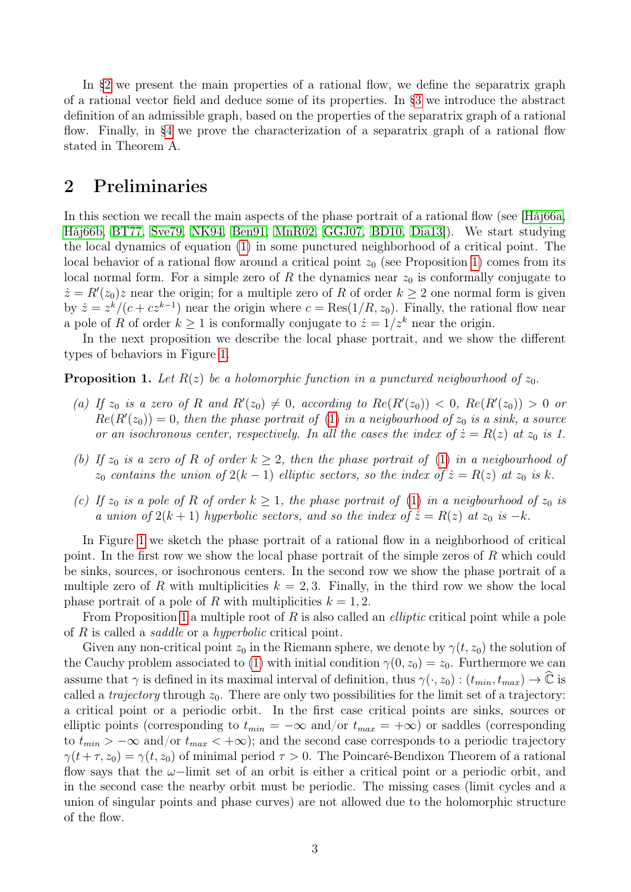In §2 we present the main properties of a rational flow, we define the separatrix graph of a rational vector field and deduce some of its properties. In §3 we introduce the abstract definition of an admissible graph, based on the properties of the separatrix graph of a rational flow. Finally, in §4 we prove the characterization of a separatrix graph of a rational flow stated in Theorem A.

## 2 Preliminaries

In this section we recall the main aspects of the phase portrait of a rational flow (see [Háj66a, Háj66b, BT77, Sve79, NK94, Ben91, MnR02, GGJ07, BD10, Dia13]). We start studying the local dynamics of equation (1) in some punctured neighborhood of a critical point. The local behavior of a rational flow around a critical point $z_0$ (see Proposition 1) comes from its local normal form. For a simple zero of $R$ the dynamics near $z_0$ is conformally conjugate to $\dot{z} = R'(z_0)z$ near the origin; for a multiple zero of $R$ of order $k \geq 2$ one normal form is given by $\dot{z} = z^k/(c + cz^{k-1})$ near the origin where $c = \mathrm{Res}(1/R, z_0)$. Finally, the rational flow near a pole of $R$ of order $k \geq 1$ is conformally conjugate to $\dot{z} = 1/z^k$ near the origin.

In the next proposition we describe the local phase portrait, and we show the different types of behaviors in Figure 1.

**Proposition 1.** *Let $R(z)$ be a holomorphic function in a punctured neigbourhood of $z_0$.*

*(a) If $z_0$ is a zero of $R$ and $R'(z_0) \neq 0$, according to $Re(R'(z_0)) < 0$, $Re(R'(z_0)) > 0$ or $Re(R'(z_0)) = 0$, then the phase portrait of (1) in a neigbourhood of $z_0$ is a sink, a source or an isochronous center, respectively. In all the cases the index of $\dot{z} = R(z)$ at $z_0$ is 1.*

*(b) If $z_0$ is a zero of $R$ of order $k \geq 2$, then the phase portrait of (1) in a neigbourhood of $z_0$ contains the union of $2(k-1)$ elliptic sectors, so the index of $\dot{z} = R(z)$ at $z_0$ is $k$.*

*(c) If $z_0$ is a pole of $R$ of order $k \geq 1$, the phase portrait of (1) in a neigbourhood of $z_0$ is a union of $2(k+1)$ hyperbolic sectors, and so the index of $\dot{z} = R(z)$ at $z_0$ is $-k$.*

In Figure 1 we sketch the phase portrait of a rational flow in a neighborhood of critical point. In the first row we show the local phase portrait of the simple zeros of $R$ which could be sinks, sources, or isochronous centers. In the second row we show the phase portrait of a multiple zero of $R$ with multiplicities $k = 2, 3$. Finally, in the third row we show the local phase portrait of a pole of $R$ with multiplicities $k = 1, 2$.

From Proposition 1 a multiple root of $R$ is also called an *elliptic* critical point while a pole of $R$ is called a *saddle* or a *hyperbolic* critical point.

Given any non-critical point $z_0$ in the Riemann sphere, we denote by $\gamma(t, z_0)$ the solution of the Cauchy problem associated to (1) with initial condition $\gamma(0, z_0) = z_0$. Furthermore we can assume that $\gamma$ is defined in its maximal interval of definition, thus $\gamma(\cdot, z_0) : (t_{min}, t_{max}) \to \widehat{\mathbb{C}}$ is called a *trajectory* through $z_0$. There are only two possibilities for the limit set of a trajectory: a critical point or a periodic orbit. In the first case critical points are sinks, sources or elliptic points (corresponding to $t_{min} = -\infty$ and/or $t_{max} = +\infty$) or saddles (corresponding to $t_{min} > -\infty$ and/or $t_{max} < +\infty$); and the second case corresponds to a periodic trajectory $\gamma(t + \tau, z_0) = \gamma(t, z_0)$ of minimal period $\tau > 0$. The Poincaré-Bendixon Theorem of a rational flow says that the $\omega-$limit set of an orbit is either a critical point or a periodic orbit, and in the second case the nearby orbit must be periodic. The missing cases (limit cycles and a union of singular points and phase curves) are not allowed due to the holomorphic structure of the flow.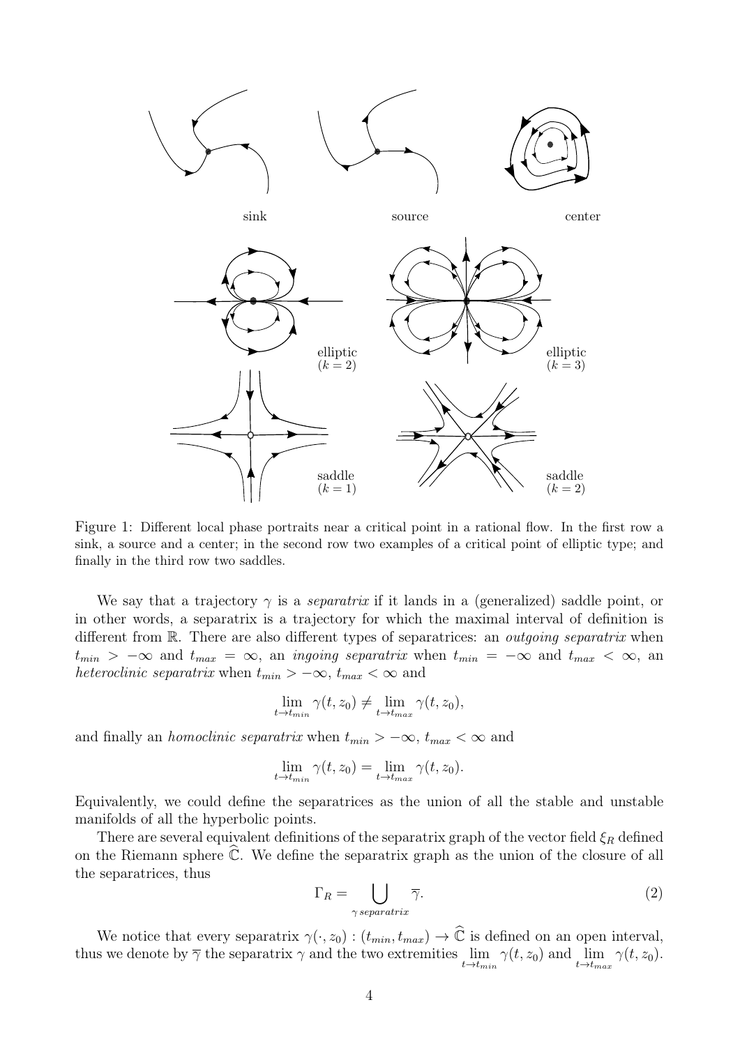Figure 1: Different local phase portraits near a critical point in a rational flow. In the first row a sink, a source and a center; in the second row two examples of a critical point of elliptic type; and finally in the third row two saddles.

We say that a trajectory $\gamma$ is a *separatrix* if it lands in a (generalized) saddle point, or in other words, a separatrix is a trajectory for which the maximal interval of definition is different from $\mathbb{R}$. There are also different types of separatrices: an *outgoing separatrix* when $t_{min} > -\infty$ and $t_{max} = \infty$, an *ingoing separatrix* when $t_{min} = -\infty$ and $t_{max} < \infty$, an *heteroclinic separatrix* when $t_{min} > -\infty$, $t_{max} < \infty$ and

$$\lim_{t \to t_{min}} \gamma(t, z_0) \neq \lim_{t \to t_{max}} \gamma(t, z_0),$$

and finally an *homoclinic separatrix* when $t_{min} > -\infty$, $t_{max} < \infty$ and

$$\lim_{t \to t_{min}} \gamma(t, z_0) = \lim_{t \to t_{max}} \gamma(t, z_0).$$

Equivalently, we could define the separatrices as the union of all the stable and unstable manifolds of all the hyperbolic points.

There are several equivalent definitions of the separatrix graph of the vector field $\xi_R$ defined on the Riemann sphere $\widehat{\mathbb{C}}$. We define the separatrix graph as the union of the closure of all the separatrices, thus

$$\Gamma_R = \bigcup_{\gamma \, separatrix} \overline{\gamma}. \tag{2}$$

We notice that every separatrix $\gamma(\cdot, z_0) : (t_{min}, t_{max}) \to \widehat{\mathbb{C}}$ is defined on an open interval, thus we denote by $\overline{\gamma}$ the separatrix $\gamma$ and the two extremities $\lim\limits_{t \to t_{min}} \gamma(t, z_0)$ and $\lim\limits_{t \to t_{max}} \gamma(t, z_0)$.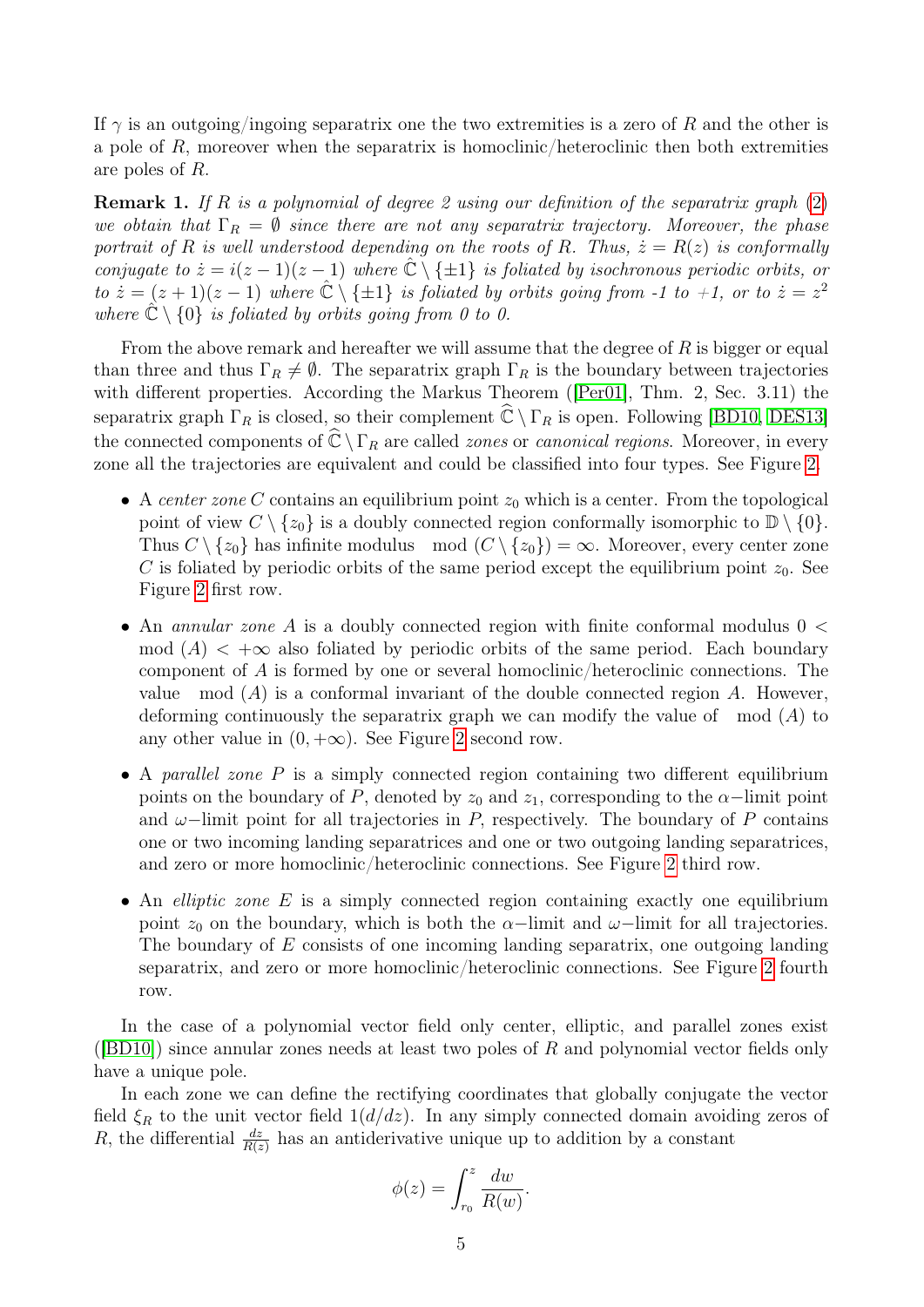If $\gamma$ is an outgoing/ingoing separatrix one the two extremities is a zero of $R$ and the other is a pole of $R$, moreover when the separatrix is homoclinic/heteroclinic then both extremities are poles of $R$.

**Remark 1.** *If $R$ is a polynomial of degree 2 using our definition of the separatrix graph (2) we obtain that $\Gamma_R = \emptyset$ since there are not any separatrix trajectory. Moreover, the phase portrait of $R$ is well understood depending on the roots of $R$. Thus, $\dot{z} = R(z)$ is conformally conjugate to $\dot{z} = i(z-1)(z-1)$ where $\hat{\mathbb{C}} \setminus \{\pm 1\}$ is foliated by isochronous periodic orbits, or to $\dot{z} = (z+1)(z-1)$ where $\hat{\mathbb{C}} \setminus \{\pm 1\}$ is foliated by orbits going from -1 to +1, or to $\dot{z} = z^2$ where $\hat{\mathbb{C}} \setminus \{0\}$ is foliated by orbits going from 0 to 0.*

From the above remark and hereafter we will assume that the degree of $R$ is bigger or equal than three and thus $\Gamma_R \neq \emptyset$. The separatrix graph $\Gamma_R$ is the boundary between trajectories with different properties. According the Markus Theorem ([Per01], Thm. 2, Sec. 3.11) the separatrix graph $\Gamma_R$ is closed, so their complement $\widehat{\mathbb{C}} \setminus \Gamma_R$ is open. Following [BD10, DES13] the connected components of $\widehat{\mathbb{C}} \setminus \Gamma_R$ are called *zones* or *canonical regions*. Moreover, in every zone all the trajectories are equivalent and could be classified into four types. See Figure 2.

- A *center zone* $C$ contains an equilibrium point $z_0$ which is a center. From the topological point of view $C \setminus \{z_0\}$ is a doubly connected region conformally isomorphic to $\mathbb{D} \setminus \{0\}$. Thus $C \setminus \{z_0\}$ has infinite modulus $\mod(C \setminus \{z_0\}) = \infty$. Moreover, every center zone $C$ is foliated by periodic orbits of the same period except the equilibrium point $z_0$. See Figure 2 first row.
- An *annular zone* $A$ is a doubly connected region with finite conformal modulus $0 < \mod(A) < +\infty$ also foliated by periodic orbits of the same period. Each boundary component of $A$ is formed by one or several homoclinic/heteroclinic connections. The value $\mod(A)$ is a conformal invariant of the double connected region $A$. However, deforming continuously the separatrix graph we can modify the value of $\mod(A)$ to any other value in $(0, +\infty)$. See Figure 2 second row.
- A *parallel zone* $P$ is a simply connected region containing two different equilibrium points on the boundary of $P$, denoted by $z_0$ and $z_1$, corresponding to the $\alpha-$limit point and $\omega-$limit point for all trajectories in $P$, respectively. The boundary of $P$ contains one or two incoming landing separatrices and one or two outgoing landing separatrices, and zero or more homoclinic/heteroclinic connections. See Figure 2 third row.
- An *elliptic zone* $E$ is a simply connected region containing exactly one equilibrium point $z_0$ on the boundary, which is both the $\alpha-$limit and $\omega-$limit for all trajectories. The boundary of $E$ consists of one incoming landing separatrix, one outgoing landing separatrix, and zero or more homoclinic/heteroclinic connections. See Figure 2 fourth row.

In the case of a polynomial vector field only center, elliptic, and parallel zones exist ([BD10]) since annular zones needs at least two poles of $R$ and polynomial vector fields only have a unique pole.

In each zone we can define the rectifying coordinates that globally conjugate the vector field $\xi_R$ to the unit vector field $1(d/dz)$. In any simply connected domain avoiding zeros of $R$, the differential $\frac{dz}{R(z)}$ has an antiderivative unique up to addition by a constant

$$\phi(z) = \int_{r_0}^{z} \frac{dw}{R(w)}.$$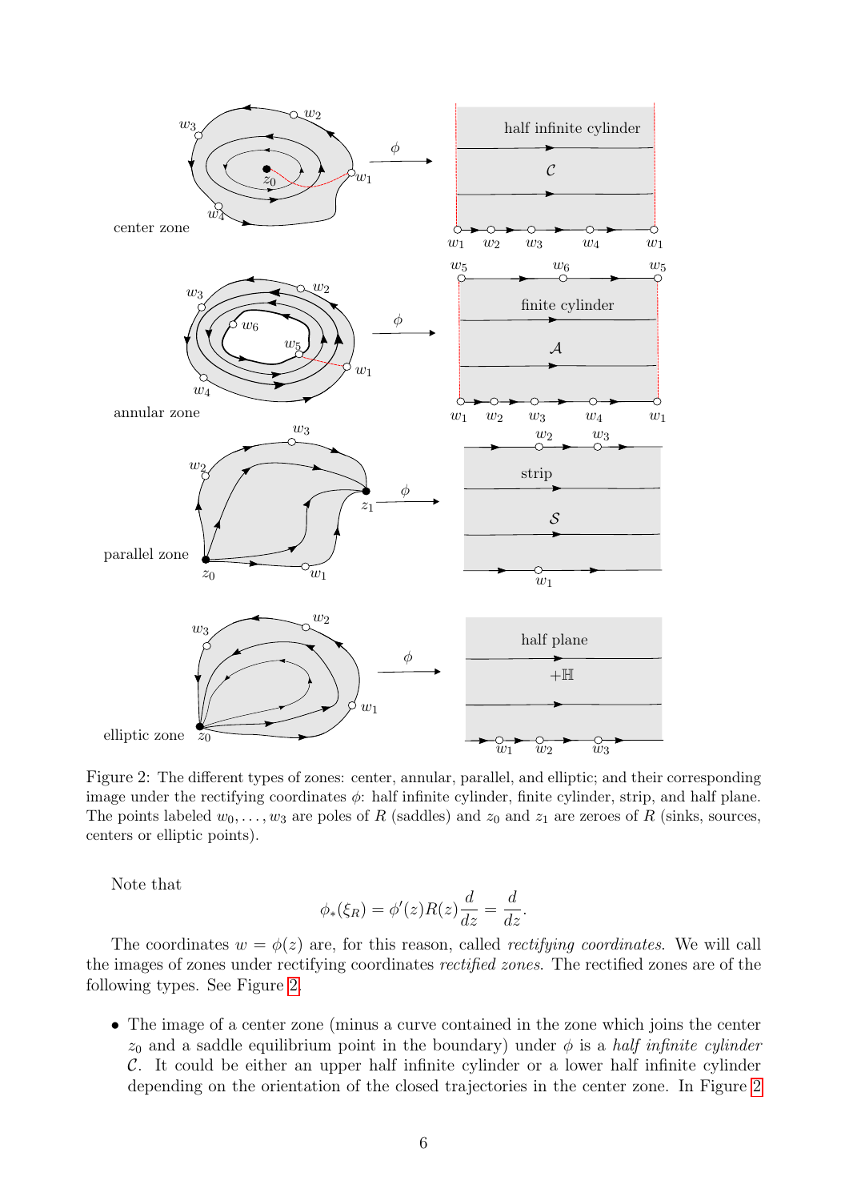Figure 2: The different types of zones: center, annular, parallel, and elliptic; and their corresponding image under the rectifying coordinates $\phi$: half infinite cylinder, finite cylinder, strip, and half plane. The points labeled $w_0, \ldots, w_3$ are poles of $R$ (saddles) and $z_0$ and $z_1$ are zeroes of $R$ (sinks, sources, centers or elliptic points).

Note that

$$\phi_*(\xi_R) = \phi'(z)R(z)\frac{d}{dz} = \frac{d}{dz}.$$

The coordinates $w = \phi(z)$ are, for this reason, called *rectifying coordinates*. We will call the images of zones under rectifying coordinates *rectified zones*. The rectified zones are of the following types. See Figure 2.

- The image of a center zone (minus a curve contained in the zone which joins the center $z_0$ and a saddle equilibrium point in the boundary) under $\phi$ is a *half infinite cylinder* $\mathcal{C}$. It could be either an upper half infinite cylinder or a lower half infinite cylinder depending on the orientation of the closed trajectories in the center zone. In Figure 2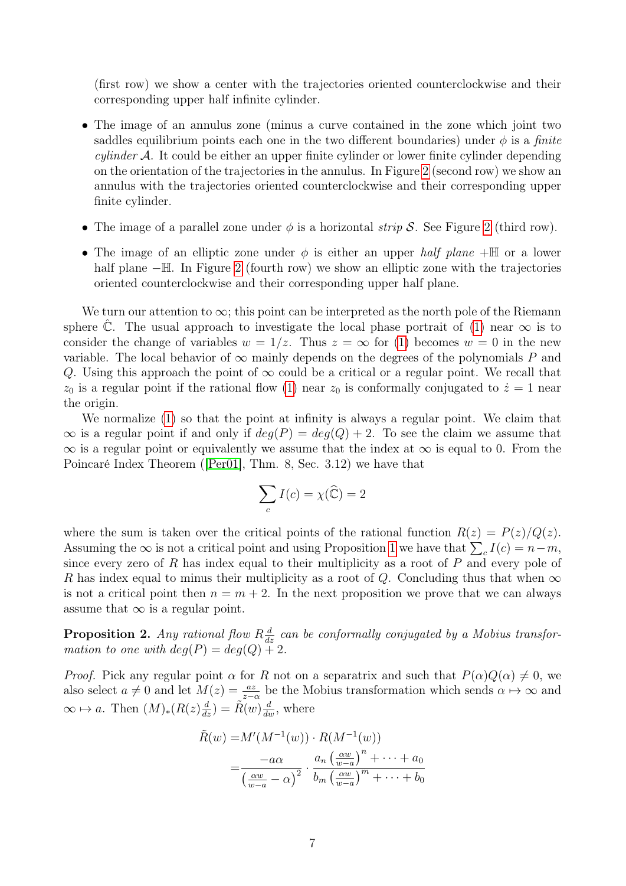(first row) we show a center with the trajectories oriented counterclockwise and their corresponding upper half infinite cylinder.

- The image of an annulus zone (minus a curve contained in the zone which joint two saddles equilibrium points each one in the two different boundaries) under $\phi$ is a *finite cylinder* $\mathcal{A}$. It could be either an upper finite cylinder or lower finite cylinder depending on the orientation of the trajectories in the annulus. In Figure 2 (second row) we show an annulus with the trajectories oriented counterclockwise and their corresponding upper finite cylinder.

- The image of a parallel zone under $\phi$ is a horizontal *strip* $\mathcal{S}$. See Figure 2 (third row).

- The image of an elliptic zone under $\phi$ is either an upper *half plane* $+\mathbb{H}$ or a lower half plane $-\mathbb{H}$. In Figure 2 (fourth row) we show an elliptic zone with the trajectories oriented counterclockwise and their corresponding upper half plane.

We turn our attention to $\infty$; this point can be interpreted as the north pole of the Riemann sphere $\hat{\mathbb{C}}$. The usual approach to investigate the local phase portrait of (1) near $\infty$ is to consider the change of variables $w = 1/z$. Thus $z = \infty$ for (1) becomes $w = 0$ in the new variable. The local behavior of $\infty$ mainly depends on the degrees of the polynomials $P$ and $Q$. Using this approach the point of $\infty$ could be a critical or a regular point. We recall that $z_0$ is a regular point if the rational flow (1) near $z_0$ is conformally conjugated to $\dot{z} = 1$ near the origin.

We normalize (1) so that the point at infinity is always a regular point. We claim that $\infty$ is a regular point if and only if $deg(P) = deg(Q) + 2$. To see the claim we assume that $\infty$ is a regular point or equivalently we assume that the index at $\infty$ is equal to 0. From the Poincaré Index Theorem ([Per01], Thm. 8, Sec. 3.12) we have that

$$\sum_c I(c) = \chi(\widehat{\mathbb{C}}) = 2$$

where the sum is taken over the critical points of the rational function $R(z) = P(z)/Q(z)$. Assuming the $\infty$ is not a critical point and using Proposition 1 we have that $\sum_c I(c) = n - m$, since every zero of $R$ has index equal to their multiplicity as a root of $P$ and every pole of $R$ has index equal to minus their multiplicity as a root of $Q$. Concluding thus that when $\infty$ is not a critical point then $n = m + 2$. In the next proposition we prove that we can always assume that $\infty$ is a regular point.

**Proposition 2.** *Any rational flow $R\frac{d}{dz}$ can be conformally conjugated by a Mobius transformation to one with $deg(P) = deg(Q) + 2$.*

*Proof.* Pick any regular point $\alpha$ for $R$ not on a separatrix and such that $P(\alpha)Q(\alpha) \neq 0$, we also select $a \neq 0$ and let $M(z) = \frac{az}{z-\alpha}$ be the Mobius transformation which sends $\alpha \mapsto \infty$ and $\infty \mapsto a$. Then $(M)_*(R(z)\frac{d}{dz}) = \tilde{R}(w)\frac{d}{dw}$, where

$$\begin{aligned}
\tilde{R}(w) =& M'(M^{-1}(w)) \cdot R(M^{-1}(w)) \\
=& \frac{-a\alpha}{\left(\frac{\alpha w}{w-a} - \alpha\right)^2} \cdot \frac{a_n \left(\frac{\alpha w}{w-a}\right)^n + \cdots + a_0}{b_m \left(\frac{\alpha w}{w-a}\right)^m + \cdots + b_0}
\end{aligned}$$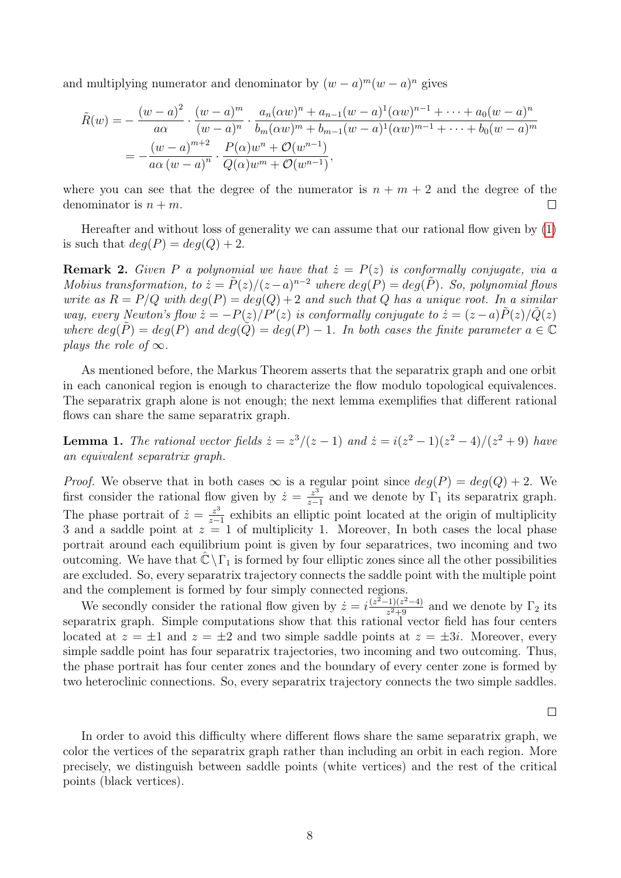and multiplying numerator and denominator by $(w-a)^m(w-a)^n$ gives

$$
\begin{aligned}
\tilde{R}(w) &= -\frac{(w-a)^2}{a\alpha} \cdot \frac{(w-a)^m}{(w-a)^n} \cdot \frac{a_n(\alpha w)^n + a_{n-1}(w-a)^1(\alpha w)^{n-1} + \cdots + a_0(w-a)^n}{b_m(\alpha w)^m + b_{m-1}(w-a)^1(\alpha w)^{m-1} + \cdots + b_0(w-a)^m} \\
&= -\frac{(w-a)^{m+2}}{a\alpha\,(w-a)^n} \cdot \frac{P(\alpha)w^n + \mathcal{O}(w^{n-1})}{Q(\alpha)w^m + \mathcal{O}(w^{n-1})},
\end{aligned}
$$

where you can see that the degree of the numerator is $n+m+2$ and the degree of the denominator is $n+m$. $\square$

Hereafter and without loss of generality we can assume that our rational flow given by (1) is such that $deg(P) = deg(Q) + 2$.

**Remark 2.** *Given $P$ a polynomial we have that $\dot{z} = P(z)$ is conformally conjugate, via a Mobius transformation, to $\dot{z} = \tilde{P}(z)/(z-a)^{n-2}$ where $deg(P) = deg(\tilde{P})$. So, polynomial flows write as $R = P/Q$ with $deg(P) = deg(Q) + 2$ and such that $Q$ has a unique root. In a similar way, every Newton's flow $\dot{z} = -P(z)/P'(z)$ is conformally conjugate to $\dot{z} = (z-a)\tilde{P}(z)/\tilde{Q}(z)$ where $deg(\tilde{P}) = deg(P)$ and $deg(\tilde{Q}) = deg(P) - 1$. In both cases the finite parameter $a \in \mathbb{C}$ plays the role of $\infty$.*

As mentioned before, the Markus Theorem asserts that the separatrix graph and one orbit in each canonical region is enough to characterize the flow modulo topological equivalences. The separatrix graph alone is not enough; the next lemma exemplifies that different rational flows can share the same separatrix graph.

**Lemma 1.** *The rational vector fields $\dot{z} = z^3/(z-1)$ and $\dot{z} = i(z^2-1)(z^2-4)/(z^2+9)$ have an equivalent separatrix graph.*

*Proof.* We observe that in both cases $\infty$ is a regular point since $deg(P) = deg(Q) + 2$. We first consider the rational flow given by $\dot{z} = \frac{z^3}{z-1}$ and we denote by $\Gamma_1$ its separatrix graph. The phase portrait of $\dot{z} = \frac{z^3}{z-1}$ exhibits an elliptic point located at the origin of multiplicity 3 and a saddle point at $z = 1$ of multiplicity 1. Moreover, In both cases the local phase portrait around each equilibrium point is given by four separatrices, two incoming and two outcoming. We have that $\hat{\mathbb{C}} \setminus \Gamma_1$ is formed by four elliptic zones since all the other possibilities are excluded. So, every separatrix trajectory connects the saddle point with the multiple point and the complement is formed by four simply connected regions.

We secondly consider the rational flow given by $\dot{z} = i\frac{(z^2-1)(z^2-4)}{z^2+9}$ and we denote by $\Gamma_2$ its separatrix graph. Simple computations show that this rational vector field has four centers located at $z = \pm 1$ and $z = \pm 2$ and two simple saddle points at $z = \pm 3i$. Moreover, every simple saddle point has four separatrix trajectories, two incoming and two outcoming. Thus, the phase portrait has four center zones and the boundary of every center zone is formed by two heteroclinic connections. So, every separatrix trajectory connects the two simple saddles. $\square$

In order to avoid this difficulty where different flows share the same separatrix graph, we color the vertices of the separatrix graph rather than including an orbit in each region. More precisely, we distinguish between saddle points (white vertices) and the rest of the critical points (black vertices).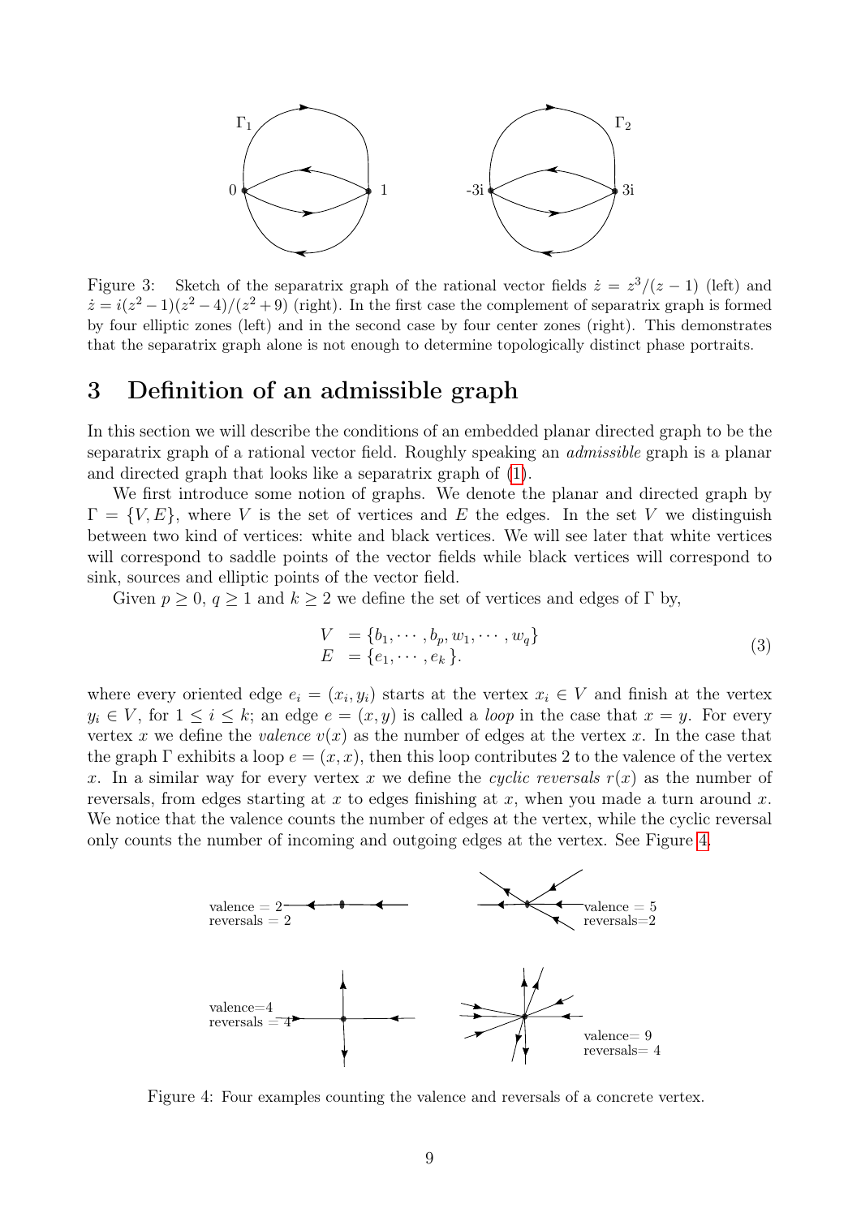Figure 3: Sketch of the separatrix graph of the rational vector fields $\dot{z} = z^3/(z-1)$ (left) and $\dot{z} = i(z^2-1)(z^2-4)/(z^2+9)$ (right). In the first case the complement of separatrix graph is formed by four elliptic zones (left) and in the second case by four center zones (right). This demonstrates that the separatrix graph alone is not enough to determine topologically distinct phase portraits.

## 3 Definition of an admissible graph

In this section we will describe the conditions of an embedded planar directed graph to be the separatrix graph of a rational vector field. Roughly speaking an *admissible* graph is a planar and directed graph that looks like a separatrix graph of (1).

We first introduce some notion of graphs. We denote the planar and directed graph by $\Gamma = \{V, E\}$, where $V$ is the set of vertices and $E$ the edges. In the set $V$ we distinguish between two kind of vertices: white and black vertices. We will see later that white vertices will correspond to saddle points of the vector fields while black vertices will correspond to sink, sources and elliptic points of the vector field.

Given $p \geq 0$, $q \geq 1$ and $k \geq 2$ we define the set of vertices and edges of $\Gamma$ by,

$$
\begin{array}{ll} V & = \{b_1, \cdots, b_p, w_1, \cdots, w_q\} \\ E & = \{e_1, \cdots, e_k\}. \end{array} \tag{3}
$$

where every oriented edge $e_i = (x_i, y_i)$ starts at the vertex $x_i \in V$ and finish at the vertex $y_i \in V$, for $1 \leq i \leq k$; an edge $e = (x, y)$ is called a *loop* in the case that $x = y$. For every vertex $x$ we define the *valence* $v(x)$ as the number of edges at the vertex $x$. In the case that the graph $\Gamma$ exhibits a loop $e = (x, x)$, then this loop contributes 2 to the valence of the vertex $x$. In a similar way for every vertex $x$ we define the *cyclic reversals* $r(x)$ as the number of reversals, from edges starting at $x$ to edges finishing at $x$, when you made a turn around $x$. We notice that the valence counts the number of edges at the vertex, while the cyclic reversal only counts the number of incoming and outgoing edges at the vertex. See Figure 4.

Figure 4: Four examples counting the valence and reversals of a concrete vertex.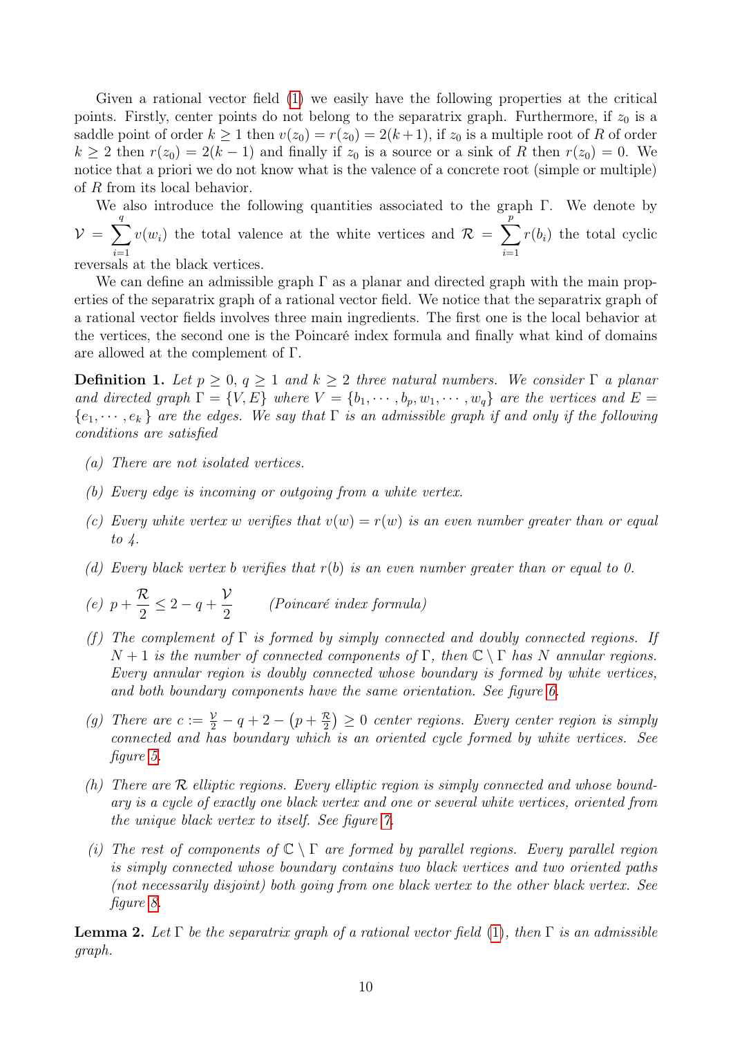Given a rational vector field (1) we easily have the following properties at the critical points. Firstly, center points do not belong to the separatrix graph. Furthermore, if $z_0$ is a saddle point of order $k \geq 1$ then $v(z_0) = r(z_0) = 2(k+1)$, if $z_0$ is a multiple root of $R$ of order $k \geq 2$ then $r(z_0) = 2(k-1)$ and finally if $z_0$ is a source or a sink of $R$ then $r(z_0) = 0$. We notice that a priori we do not know what is the valence of a concrete root (simple or multiple) of $R$ from its local behavior.

We also introduce the following quantities associated to the graph $\Gamma$. We denote by $\mathcal{V} = \sum_{i=1}^{q} v(w_i)$ the total valence at the white vertices and $\mathcal{R} = \sum_{i=1}^{p} r(b_i)$ the total cyclic reversals at the black vertices.

We can define an admissible graph $\Gamma$ as a planar and directed graph with the main properties of the separatrix graph of a rational vector field. We notice that the separatrix graph of a rational vector fields involves three main ingredients. The first one is the local behavior at the vertices, the second one is the Poincaré index formula and finally what kind of domains are allowed at the complement of $\Gamma$.

**Definition 1.** *Let $p \geq 0$, $q \geq 1$ and $k \geq 2$ three natural numbers. We consider $\Gamma$ a planar and directed graph $\Gamma = \{V, E\}$ where $V = \{b_1, \cdots, b_p, w_1, \cdots, w_q\}$ are the vertices and $E = \{e_1, \cdots, e_k\}$ are the edges. We say that $\Gamma$ is an admissible graph if and only if the following conditions are satisfied*

- *(a) There are not isolated vertices.*
- *(b) Every edge is incoming or outgoing from a white vertex.*
- *(c) Every white vertex $w$ verifies that $v(w) = r(w)$ is an even number greater than or equal to 4.*
- *(d) Every black vertex $b$ verifies that $r(b)$ is an even number greater than or equal to 0.*
- *(e) $p + \dfrac{\mathcal{R}}{2} \leq 2 - q + \dfrac{\mathcal{V}}{2}$ (Poincaré index formula)*
- *(f) The complement of $\Gamma$ is formed by simply connected and doubly connected regions. If $N+1$ is the number of connected components of $\Gamma$, then $\mathbb{C} \setminus \Gamma$ has $N$ annular regions. Every annular region is doubly connected whose boundary is formed by white vertices, and both boundary components have the same orientation. See figure 6.*
- *(g) There are $c := \frac{\mathcal{V}}{2} - q + 2 - \left(p + \frac{\mathcal{R}}{2}\right) \geq 0$ center regions. Every center region is simply connected and has boundary which is an oriented cycle formed by white vertices. See figure 5.*
- *(h) There are $\mathcal{R}$ elliptic regions. Every elliptic region is simply connected and whose boundary is a cycle of exactly one black vertex and one or several white vertices, oriented from the unique black vertex to itself. See figure 7.*
- *(i) The rest of components of $\mathbb{C} \setminus \Gamma$ are formed by parallel regions. Every parallel region is simply connected whose boundary contains two black vertices and two oriented paths (not necessarily disjoint) both going from one black vertex to the other black vertex. See figure 8.*

**Lemma 2.** *Let $\Gamma$ be the separatrix graph of a rational vector field (1), then $\Gamma$ is an admissible graph.*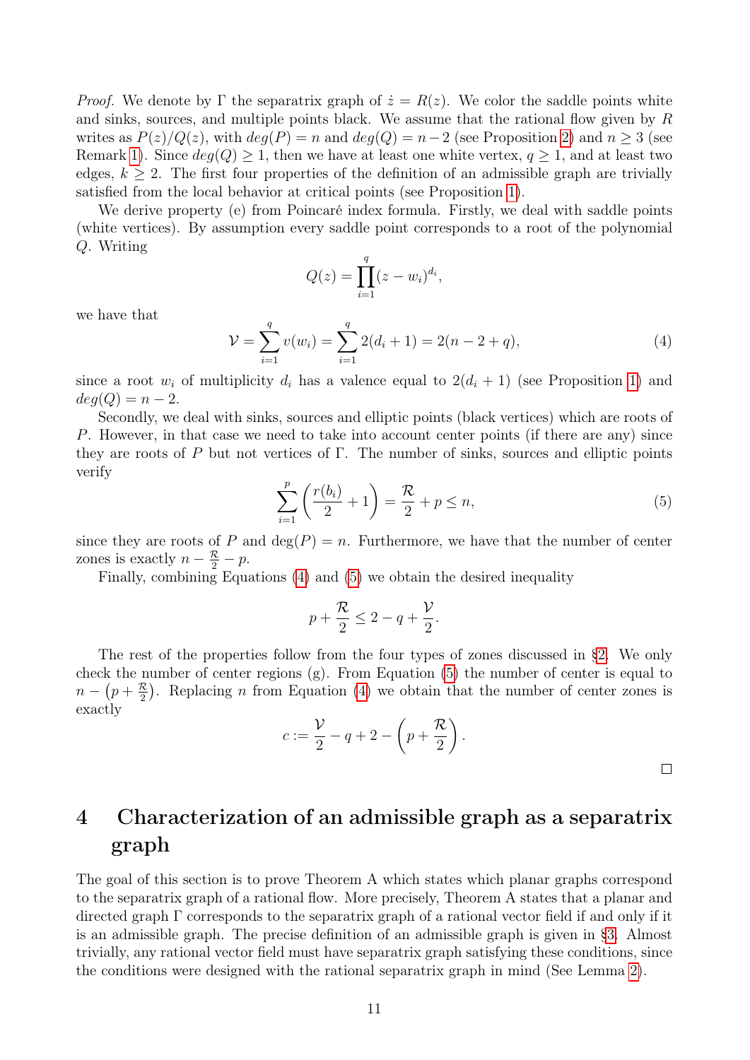*Proof.* We denote by $\Gamma$ the separatrix graph of $\dot{z} = R(z)$. We color the saddle points white and sinks, sources, and multiple points black. We assume that the rational flow given by $R$ writes as $P(z)/Q(z)$, with $deg(P) = n$ and $deg(Q) = n-2$ (see Proposition 2) and $n \geq 3$ (see Remark 1). Since $deg(Q) \geq 1$, then we have at least one white vertex, $q \geq 1$, and at least two edges, $k \geq 2$. The first four properties of the definition of an admissible graph are trivially satisfied from the local behavior at critical points (see Proposition 1).

We derive property (e) from Poincaré index formula. Firstly, we deal with saddle points (white vertices). By assumption every saddle point corresponds to a root of the polynomial $Q$. Writing

$$Q(z) = \prod_{i=1}^{q} (z - w_i)^{d_i},$$

we have that

$$\mathcal{V} = \sum_{i=1}^{q} v(w_i) = \sum_{i=1}^{q} 2(d_i + 1) = 2(n - 2 + q), \tag{4}$$

since a root $w_i$ of multiplicity $d_i$ has a valence equal to $2(d_i + 1)$ (see Proposition 1) and $deg(Q) = n - 2$.

Secondly, we deal with sinks, sources and elliptic points (black vertices) which are roots of $P$. However, in that case we need to take into account center points (if there are any) since they are roots of $P$ but not vertices of $\Gamma$. The number of sinks, sources and elliptic points verify

$$\sum_{i=1}^{p} \left( \frac{r(b_i)}{2} + 1 \right) = \frac{\mathcal{R}}{2} + p \leq n, \tag{5}$$

since they are roots of $P$ and $\deg(P) = n$. Furthermore, we have that the number of center zones is exactly $n - \frac{\mathcal{R}}{2} - p$.

Finally, combining Equations (4) and (5) we obtain the desired inequality

$$p + \frac{\mathcal{R}}{2} \leq 2 - q + \frac{\mathcal{V}}{2}.$$

The rest of the properties follow from the four types of zones discussed in §2. We only check the number of center regions (g). From Equation (5) the number of center is equal to $n - \left(p + \frac{\mathcal{R}}{2}\right)$. Replacing $n$ from Equation (4) we obtain that the number of center zones is exactly

$$c := \frac{\mathcal{V}}{2} - q + 2 - \left(p + \frac{\mathcal{R}}{2}\right).$$

□

# 4 Characterization of an admissible graph as a separatrix graph

The goal of this section is to prove Theorem A which states which planar graphs correspond to the separatrix graph of a rational flow. More precisely, Theorem A states that a planar and directed graph $\Gamma$ corresponds to the separatrix graph of a rational vector field if and only if it is an admissible graph. The precise definition of an admissible graph is given in §3. Almost trivially, any rational vector field must have separatrix graph satisfying these conditions, since the conditions were designed with the rational separatrix graph in mind (See Lemma 2).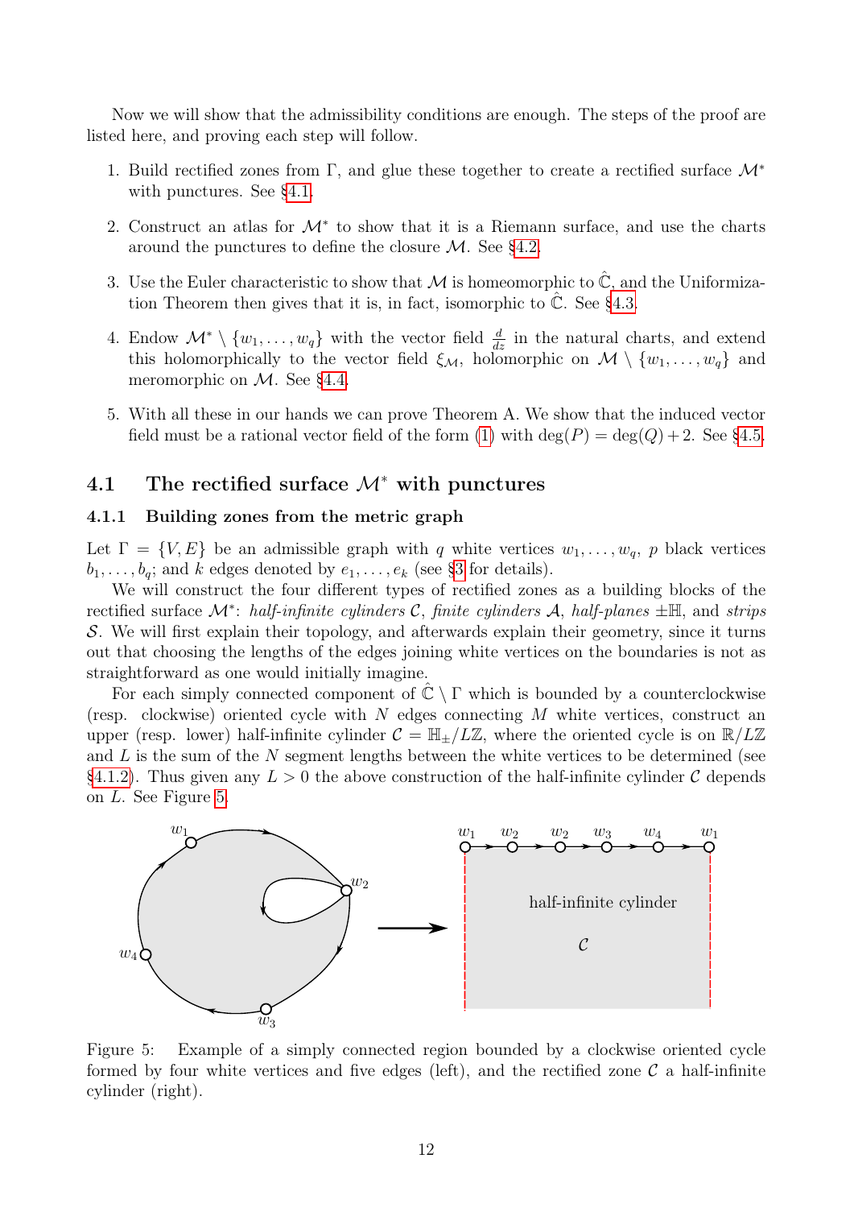Now we will show that the admissibility conditions are enough. The steps of the proof are listed here, and proving each step will follow.

1. Build rectified zones from $\Gamma$, and glue these together to create a rectified surface $\mathcal{M}^*$ with punctures. See §4.1.
2. Construct an atlas for $\mathcal{M}^*$ to show that it is a Riemann surface, and use the charts around the punctures to define the closure $\mathcal{M}$. See §4.2.
3. Use the Euler characteristic to show that $\mathcal{M}$ is homeomorphic to $\hat{\mathbb{C}}$, and the Uniformization Theorem then gives that it is, in fact, isomorphic to $\hat{\mathbb{C}}$. See §4.3.
4. Endow $\mathcal{M}^* \setminus \{w_1, \ldots, w_q\}$ with the vector field $\frac{d}{dz}$ in the natural charts, and extend this holomorphically to the vector field $\xi_{\mathcal{M}}$, holomorphic on $\mathcal{M} \setminus \{w_1, \ldots, w_q\}$ and meromorphic on $\mathcal{M}$. See §4.4.
5. With all these in our hands we can prove Theorem A. We show that the induced vector field must be a rational vector field of the form (1) with $\deg(P) = \deg(Q) + 2$. See §4.5.

## 4.1 The rectified surface $\mathcal{M}^*$ with punctures

### 4.1.1 Building zones from the metric graph

Let $\Gamma = \{V, E\}$ be an admissible graph with $q$ white vertices $w_1, \ldots, w_q$, $p$ black vertices $b_1, \ldots, b_q$; and $k$ edges denoted by $e_1, \ldots, e_k$ (see §3 for details).

We will construct the four different types of rectified zones as a building blocks of the rectified surface $\mathcal{M}^*$: *half-infinite cylinders* $\mathcal{C}$, *finite cylinders* $\mathcal{A}$, *half-planes* $\pm\mathbb{H}$, and *strips* $\mathcal{S}$. We will first explain their topology, and afterwards explain their geometry, since it turns out that choosing the lengths of the edges joining white vertices on the boundaries is not as straightforward as one would initially imagine.

For each simply connected component of $\hat{\mathbb{C}} \setminus \Gamma$ which is bounded by a counterclockwise (resp. clockwise) oriented cycle with $N$ edges connecting $M$ white vertices, construct an upper (resp. lower) half-infinite cylinder $\mathcal{C} = \mathbb{H}_{\pm}/L\mathbb{Z}$, where the oriented cycle is on $\mathbb{R}/L\mathbb{Z}$ and $L$ is the sum of the $N$ segment lengths between the white vertices to be determined (see §4.1.2). Thus given any $L > 0$ the above construction of the half-infinite cylinder $\mathcal{C}$ depends on $L$. See Figure 5.

Figure 5: Example of a simply connected region bounded by a clockwise oriented cycle formed by four white vertices and five edges (left), and the rectified zone $\mathcal{C}$ a half-infinite cylinder (right).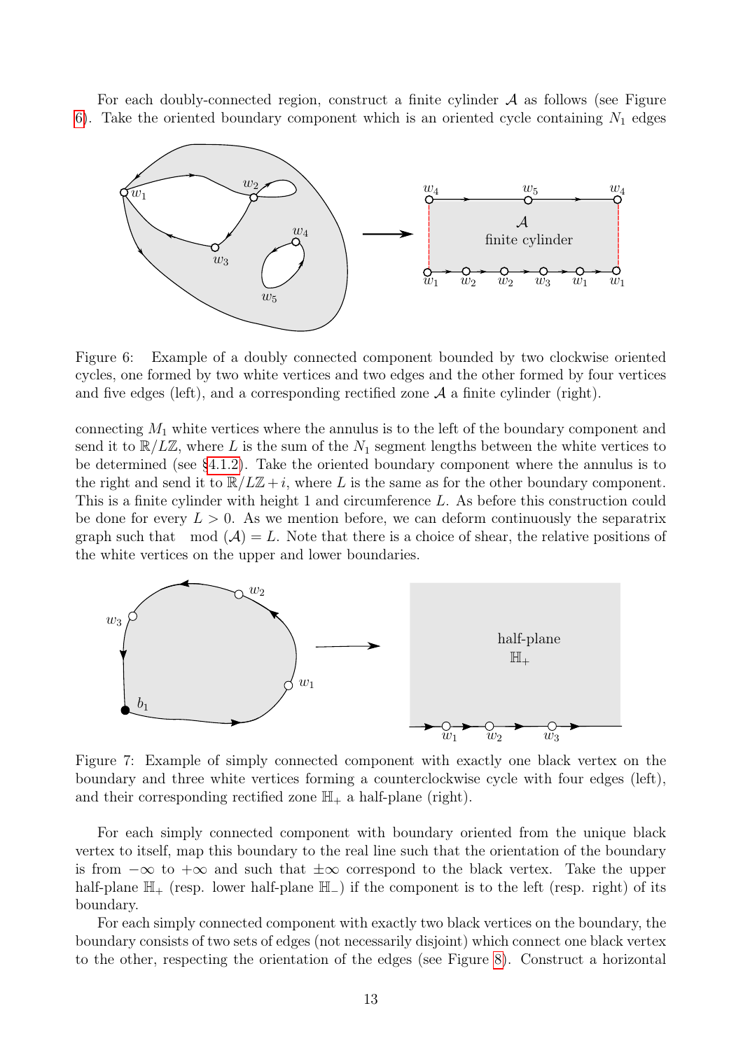For each doubly-connected region, construct a finite cylinder $\mathcal{A}$ as follows (see Figure 6). Take the oriented boundary component which is an oriented cycle containing $N_1$ edges

Figure 6: Example of a doubly connected component bounded by two clockwise oriented cycles, one formed by two white vertices and two edges and the other formed by four vertices and five edges (left), and a corresponding rectified zone $\mathcal{A}$ a finite cylinder (right).

connecting $M_1$ white vertices where the annulus is to the left of the boundary component and send it to $\mathbb{R}/L\mathbb{Z}$, where $L$ is the sum of the $N_1$ segment lengths between the white vertices to be determined (see §4.1.2). Take the oriented boundary component where the annulus is to the right and send it to $\mathbb{R}/L\mathbb{Z}+i$, where $L$ is the same as for the other boundary component. This is a finite cylinder with height 1 and circumference $L$. As before this construction could be done for every $L > 0$. As we mention before, we can deform continuously the separatrix graph such that $\mod(\mathcal{A}) = L$. Note that there is a choice of shear, the relative positions of the white vertices on the upper and lower boundaries.

Figure 7: Example of simply connected component with exactly one black vertex on the boundary and three white vertices forming a counterclockwise cycle with four edges (left), and their corresponding rectified zone $\mathbb{H}_+$ a half-plane (right).

For each simply connected component with boundary oriented from the unique black vertex to itself, map this boundary to the real line such that the orientation of the boundary is from $-\infty$ to $+\infty$ and such that $\pm\infty$ correspond to the black vertex. Take the upper half-plane $\mathbb{H}_+$ (resp. lower half-plane $\mathbb{H}_-$) if the component is to the left (resp. right) of its boundary.

For each simply connected component with exactly two black vertices on the boundary, the boundary consists of two sets of edges (not necessarily disjoint) which connect one black vertex to the other, respecting the orientation of the edges (see Figure 8). Construct a horizontal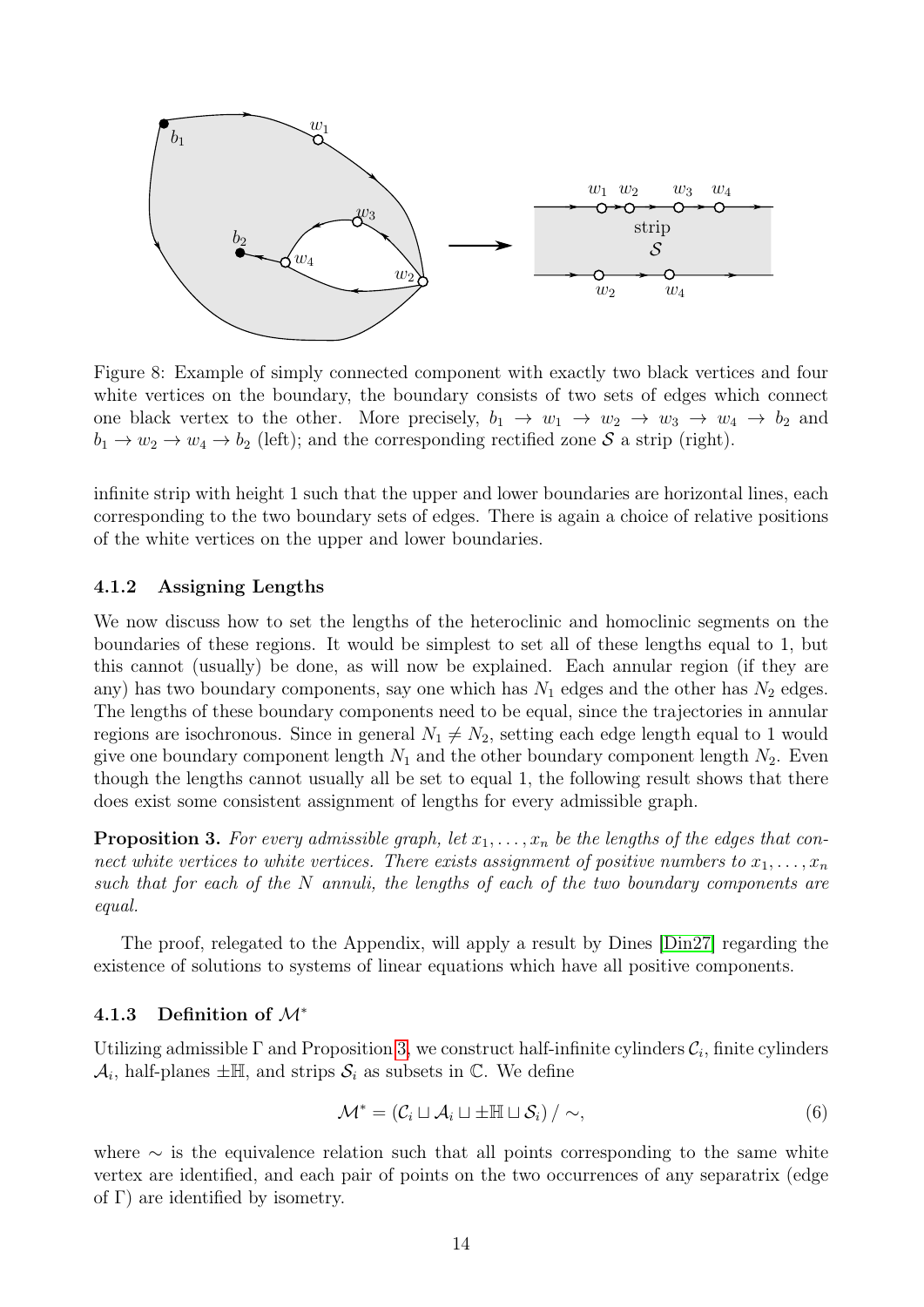Figure 8: Example of simply connected component with exactly two black vertices and four white vertices on the boundary, the boundary consists of two sets of edges which connect one black vertex to the other. More precisely, $b_1 \to w_1 \to w_2 \to w_3 \to w_4 \to b_2$ and $b_1 \to w_2 \to w_4 \to b_2$ (left); and the corresponding rectified zone $\mathcal{S}$ a strip (right).

infinite strip with height 1 such that the upper and lower boundaries are horizontal lines, each corresponding to the two boundary sets of edges. There is again a choice of relative positions of the white vertices on the upper and lower boundaries.

#### 4.1.2 Assigning Lengths

We now discuss how to set the lengths of the heteroclinic and homoclinic segments on the boundaries of these regions. It would be simplest to set all of these lengths equal to 1, but this cannot (usually) be done, as will now be explained. Each annular region (if they are any) has two boundary components, say one which has $N_1$ edges and the other has $N_2$ edges. The lengths of these boundary components need to be equal, since the trajectories in annular regions are isochronous. Since in general $N_1 \neq N_2$, setting each edge length equal to 1 would give one boundary component length $N_1$ and the other boundary component length $N_2$. Even though the lengths cannot usually all be set to equal 1, the following result shows that there does exist some consistent assignment of lengths for every admissible graph.

**Proposition 3.** *For every admissible graph, let $x_1, \dots, x_n$ be the lengths of the edges that connect white vertices to white vertices. There exists assignment of positive numbers to $x_1, \dots, x_n$ such that for each of the $N$ annuli, the lengths of each of the two boundary components are equal.*

The proof, relegated to the Appendix, will apply a result by Dines [Din27] regarding the existence of solutions to systems of linear equations which have all positive components.

#### 4.1.3 Definition of $\mathcal{M}^*$

Utilizing admissible $\Gamma$ and Proposition 3, we construct half-infinite cylinders $\mathcal{C}_i$, finite cylinders $\mathcal{A}_i$, half-planes $\pm\mathbb{H}$, and strips $\mathcal{S}_i$ as subsets in $\mathbb{C}$. We define

$$\mathcal{M}^* = (\mathcal{C}_i \sqcup \mathcal{A}_i \sqcup \pm\mathbb{H} \sqcup \mathcal{S}_i) \,/\, \sim, \tag{6}$$

where $\sim$ is the equivalence relation such that all points corresponding to the same white vertex are identified, and each pair of points on the two occurrences of any separatrix (edge of $\Gamma$) are identified by isometry.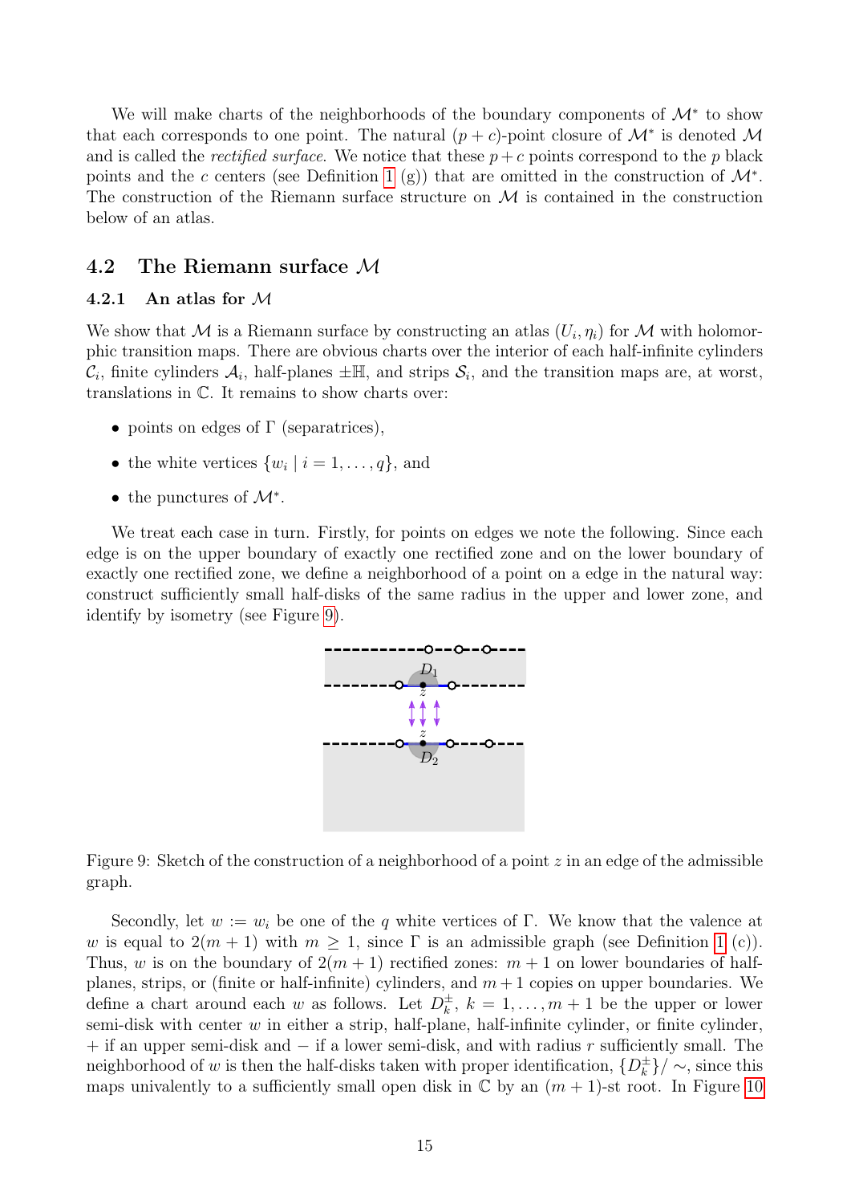We will make charts of the neighborhoods of the boundary components of $\mathcal{M}^*$ to show that each corresponds to one point. The natural $(p+c)$-point closure of $\mathcal{M}^*$ is denoted $\mathcal{M}$ and is called the *rectified surface*. We notice that these $p+c$ points correspond to the $p$ black points and the $c$ centers (see Definition 1 (g)) that are omitted in the construction of $\mathcal{M}^*$. The construction of the Riemann surface structure on $\mathcal{M}$ is contained in the construction below of an atlas.

## 4.2 The Riemann surface $\mathcal{M}$

### 4.2.1 An atlas for $\mathcal{M}$

We show that $\mathcal{M}$ is a Riemann surface by constructing an atlas $(U_i, \eta_i)$ for $\mathcal{M}$ with holomorphic transition maps. There are obvious charts over the interior of each half-infinite cylinders $\mathcal{C}_i$, finite cylinders $\mathcal{A}_i$, half-planes $\pm\mathbb{H}$, and strips $\mathcal{S}_i$, and the transition maps are, at worst, translations in $\mathbb{C}$. It remains to show charts over:

- points on edges of $\Gamma$ (separatrices),
- the white vertices $\{w_i \mid i = 1, \ldots, q\}$, and
- the punctures of $\mathcal{M}^*$.

We treat each case in turn. Firstly, for points on edges we note the following. Since each edge is on the upper boundary of exactly one rectified zone and on the lower boundary of exactly one rectified zone, we define a neighborhood of a point on a edge in the natural way: construct sufficiently small half-disks of the same radius in the upper and lower zone, and identify by isometry (see Figure 9).

Figure 9: Sketch of the construction of a neighborhood of a point $z$ in an edge of the admissible graph.

Secondly, let $w := w_i$ be one of the $q$ white vertices of $\Gamma$. We know that the valence at $w$ is equal to $2(m+1)$ with $m \geq 1$, since $\Gamma$ is an admissible graph (see Definition 1 (c)). Thus, $w$ is on the boundary of $2(m+1)$ rectified zones: $m+1$ on lower boundaries of half-planes, strips, or (finite or half-infinite) cylinders, and $m+1$ copies on upper boundaries. We define a chart around each $w$ as follows. Let $D_k^{\pm}$, $k = 1, \ldots, m+1$ be the upper or lower semi-disk with center $w$ in either a strip, half-plane, half-infinite cylinder, or finite cylinder, $+$ if an upper semi-disk and $-$ if a lower semi-disk, and with radius $r$ sufficiently small. The neighborhood of $w$ is then the half-disks taken with proper identification, $\{D_k^{\pm}\}/\sim$, since this maps univalently to a sufficiently small open disk in $\mathbb{C}$ by an $(m+1)$-st root. In Figure 10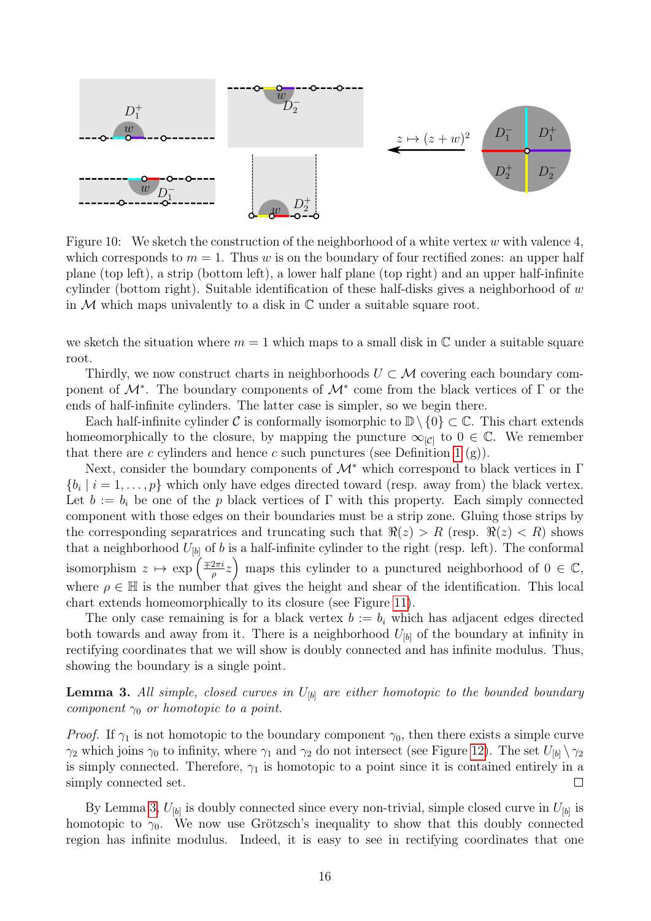Figure 10: We sketch the construction of the neighborhood of a white vertex $w$ with valence 4, which corresponds to $m = 1$. Thus $w$ is on the boundary of four rectified zones: an upper half plane (top left), a strip (bottom left), a lower half plane (top right) and an upper half-infinite cylinder (bottom right). Suitable identification of these half-disks gives a neighborhood of $w$ in $\mathcal{M}$ which maps univalently to a disk in $\mathbb{C}$ under a suitable square root.

we sketch the situation where $m = 1$ which maps to a small disk in $\mathbb{C}$ under a suitable square root.

Thirdly, we now construct charts in neighborhoods $U \subset \mathcal{M}$ covering each boundary component of $\mathcal{M}^*$. The boundary components of $\mathcal{M}^*$ come from the black vertices of $\Gamma$ or the ends of half-infinite cylinders. The latter case is simpler, so we begin there.

Each half-infinite cylinder $\mathcal{C}$ is conformally isomorphic to $\mathbb{D} \setminus \{0\} \subset \mathbb{C}$. This chart extends homeomorphically to the closure, by mapping the puncture $\infty_{[\mathcal{C}]}$ to $0 \in \mathbb{C}$. We remember that there are $c$ cylinders and hence $c$ such punctures (see Definition 1 (g)).

Next, consider the boundary components of $\mathcal{M}^*$ which correspond to black vertices in $\Gamma$ $\{b_i \mid i = 1, \ldots, p\}$ which only have edges directed toward (resp. away from) the black vertex. Let $b := b_i$ be one of the $p$ black vertices of $\Gamma$ with this property. Each simply connected component with those edges on their boundaries must be a strip zone. Gluing those strips by the corresponding separatrices and truncating such that $\Re(z) > R$ (resp. $\Re(z) < R$) shows that a neighborhood $U_{[b]}$ of $b$ is a half-infinite cylinder to the right (resp. left). The conformal isomorphism $z \mapsto \exp\left(\frac{\mp 2\pi i}{\rho} z\right)$ maps this cylinder to a punctured neighborhood of $0 \in \mathbb{C}$, where $\rho \in \mathbb{H}$ is the number that gives the height and shear of the identification. This local chart extends homeomorphically to its closure (see Figure 11).

The only case remaining is for a black vertex $b := b_i$ which has adjacent edges directed both towards and away from it. There is a neighborhood $U_{[b]}$ of the boundary at infinity in rectifying coordinates that we will show is doubly connected and has infinite modulus. Thus, showing the boundary is a single point.

**Lemma 3.** *All simple, closed curves in $U_{[b]}$ are either homotopic to the bounded boundary component $\gamma_0$ or homotopic to a point.*

*Proof.* If $\gamma_1$ is not homotopic to the boundary component $\gamma_0$, then there exists a simple curve $\gamma_2$ which joins $\gamma_0$ to infinity, where $\gamma_1$ and $\gamma_2$ do not intersect (see Figure 12). The set $U_{[b]} \setminus \gamma_2$ is simply connected. Therefore, $\gamma_1$ is homotopic to a point since it is contained entirely in a simply connected set. $\square$

By Lemma 3, $U_{[b]}$ is doubly connected since every non-trivial, simple closed curve in $U_{[b]}$ is homotopic to $\gamma_0$. We now use Grötzsch's inequality to show that this doubly connected region has infinite modulus. Indeed, it is easy to see in rectifying coordinates that one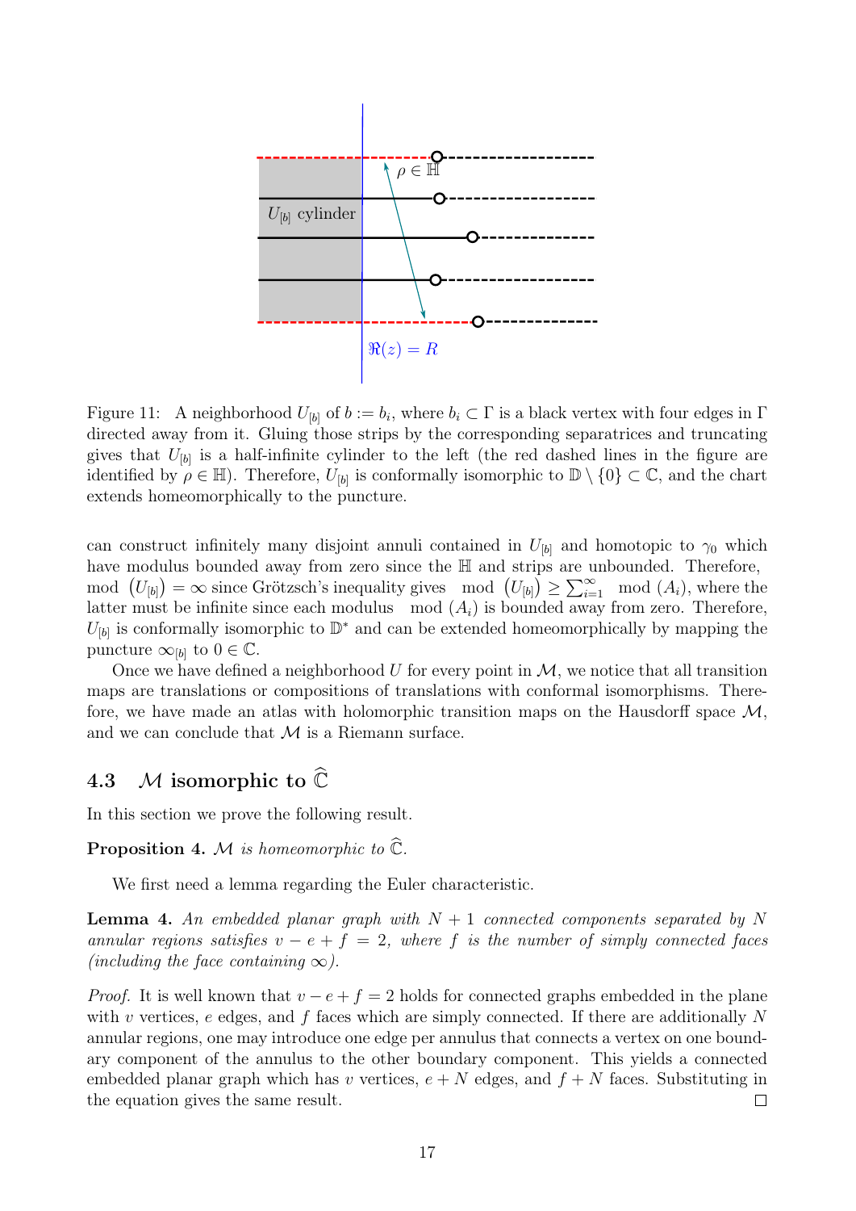Figure 11: A neighborhood $U_{[b]}$ of $b := b_i$, where $b_i \subset \Gamma$ is a black vertex with four edges in $\Gamma$ directed away from it. Gluing those strips by the corresponding separatrices and truncating gives that $U_{[b]}$ is a half-infinite cylinder to the left (the red dashed lines in the figure are identified by $\rho \in \mathbb{H}$). Therefore, $U_{[b]}$ is conformally isomorphic to $\mathbb{D} \setminus \{0\} \subset \mathbb{C}$, and the chart extends homeomorphically to the puncture.

can construct infinitely many disjoint annuli contained in $U_{[b]}$ and homotopic to $\gamma_0$ which have modulus bounded away from zero since the $\mathbb{H}$ and strips are unbounded. Therefore, $\operatorname{mod}\left(U_{[b]}\right) = \infty$ since Grötzsch's inequality gives $\operatorname{mod}\left(U_{[b]}\right) \geq \sum_{i=1}^{\infty} \operatorname{mod}(A_i)$, where the latter must be infinite since each modulus $\operatorname{mod}(A_i)$ is bounded away from zero. Therefore, $U_{[b]}$ is conformally isomorphic to $\mathbb{D}^*$ and can be extended homeomorphically by mapping the puncture $\infty_{[b]}$ to $0 \in \mathbb{C}$.

Once we have defined a neighborhood $U$ for every point in $\mathcal{M}$, we notice that all transition maps are translations or compositions of translations with conformal isomorphisms. Therefore, we have made an atlas with holomorphic transition maps on the Hausdorff space $\mathcal{M}$, and we can conclude that $\mathcal{M}$ is a Riemann surface.

## 4.3 $\mathcal{M}$ isomorphic to $\widehat{\mathbb{C}}$

In this section we prove the following result.

**Proposition 4.** *$\mathcal{M}$ is homeomorphic to $\widehat{\mathbb{C}}$.*

We first need a lemma regarding the Euler characteristic.

**Lemma 4.** *An embedded planar graph with $N+1$ connected components separated by $N$ annular regions satisfies $v - e + f = 2$, where $f$ is the number of simply connected faces (including the face containing $\infty$).*

*Proof.* It is well known that $v - e + f = 2$ holds for connected graphs embedded in the plane with $v$ vertices, $e$ edges, and $f$ faces which are simply connected. If there are additionally $N$ annular regions, one may introduce one edge per annulus that connects a vertex on one boundary component of the annulus to the other boundary component. This yields a connected embedded planar graph which has $v$ vertices, $e + N$ edges, and $f + N$ faces. Substituting in the equation gives the same result. $\square$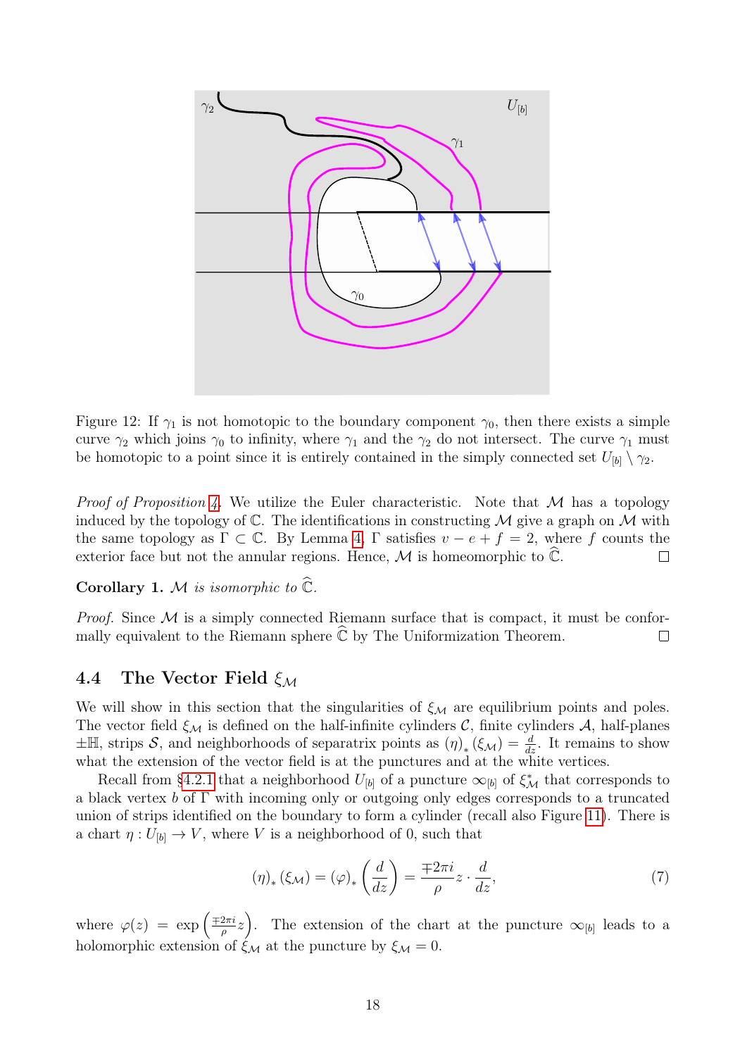Figure 12: If $\gamma_1$ is not homotopic to the boundary component $\gamma_0$, then there exists a simple curve $\gamma_2$ which joins $\gamma_0$ to infinity, where $\gamma_1$ and the $\gamma_2$ do not intersect. The curve $\gamma_1$ must be homotopic to a point since it is entirely contained in the simply connected set $U_{[b]} \setminus \gamma_2$.

*Proof of Proposition 4.* We utilize the Euler characteristic. Note that $\mathcal{M}$ has a topology induced by the topology of $\mathbb{C}$. The identifications in constructing $\mathcal{M}$ give a graph on $\mathcal{M}$ with the same topology as $\Gamma \subset \mathbb{C}$. By Lemma 4, $\Gamma$ satisfies $v - e + f = 2$, where $f$ counts the exterior face but not the annular regions. Hence, $\mathcal{M}$ is homeomorphic to $\widehat{\mathbb{C}}$. □

**Corollary 1.** *$\mathcal{M}$ is isomorphic to $\widehat{\mathbb{C}}$.*

*Proof.* Since $\mathcal{M}$ is a simply connected Riemann surface that is compact, it must be conformally equivalent to the Riemann sphere $\widehat{\mathbb{C}}$ by The Uniformization Theorem. □

## 4.4 The Vector Field $\xi_{\mathcal{M}}$

We will show in this section that the singularities of $\xi_{\mathcal{M}}$ are equilibrium points and poles. The vector field $\xi_{\mathcal{M}}$ is defined on the half-infinite cylinders $\mathcal{C}$, finite cylinders $\mathcal{A}$, half-planes $\pm\mathbb{H}$, strips $\mathcal{S}$, and neighborhoods of separatrix points as $(\eta)_*(\xi_{\mathcal{M}}) = \frac{d}{dz}$. It remains to show what the extension of the vector field is at the punctures and at the white vertices.

Recall from §4.2.1 that a neighborhood $U_{[b]}$ of a puncture $\infty_{[b]}$ of $\xi^*_{\mathcal{M}}$ that corresponds to a black vertex $b$ of $\Gamma$ with incoming only or outgoing only edges corresponds to a truncated union of strips identified on the boundary to form a cylinder (recall also Figure 11). There is a chart $\eta : U_{[b]} \to V$, where $V$ is a neighborhood of 0, such that

$$(\eta)_*(\xi_{\mathcal{M}}) = (\varphi)_*\left(\frac{d}{dz}\right) = \frac{\mp 2\pi i}{\rho} z \cdot \frac{d}{dz}, \tag{7}$$

where $\varphi(z) = \exp\left(\frac{\mp 2\pi i}{\rho} z\right)$. The extension of the chart at the puncture $\infty_{[b]}$ leads to a holomorphic extension of $\xi_{\mathcal{M}}$ at the puncture by $\xi_{\mathcal{M}} = 0$.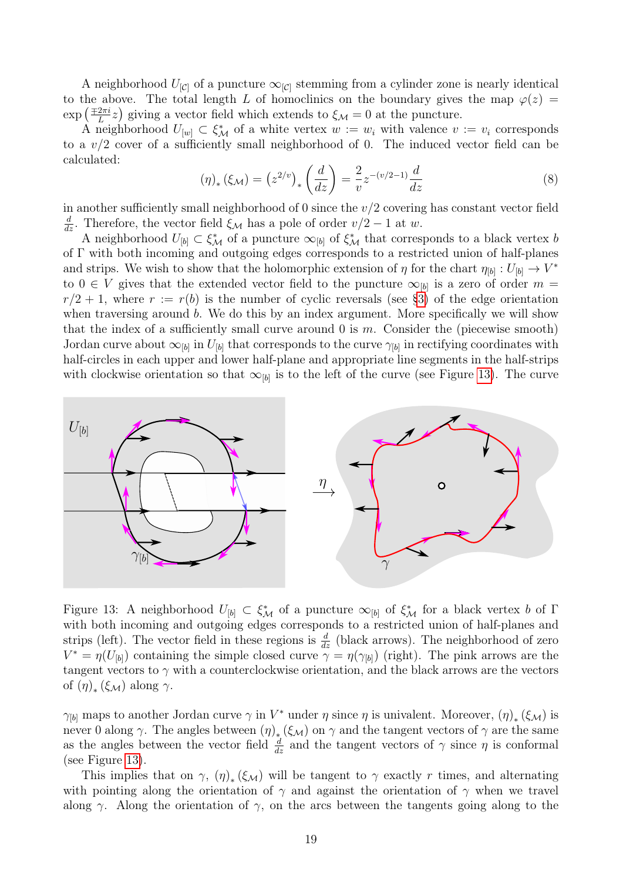A neighborhood $U_{[\mathcal{C}]}$ of a puncture $\infty_{[\mathcal{C}]}$ stemming from a cylinder zone is nearly identical to the above. The total length $L$ of homoclinics on the boundary gives the map $\varphi(z) = \exp\left(\frac{\mp 2\pi i}{L} z\right)$ giving a vector field which extends to $\xi_{\mathcal{M}} = 0$ at the puncture.

A neighborhood $U_{[w]} \subset \xi^*_{\mathcal{M}}$ of a white vertex $w := w_i$ with valence $v := v_i$ corresponds to a $v/2$ cover of a sufficiently small neighborhood of 0. The induced vector field can be calculated:

$$(\eta)_* (\xi_{\mathcal{M}}) = \left(z^{2/v}\right)_* \left(\frac{d}{dz}\right) = \frac{2}{v} z^{-(v/2-1)} \frac{d}{dz} \tag{8}$$

in another sufficiently small neighborhood of 0 since the $v/2$ covering has constant vector field $\frac{d}{dz}$. Therefore, the vector field $\xi_{\mathcal{M}}$ has a pole of order $v/2 - 1$ at $w$.

A neighborhood $U_{[b]} \subset \xi^*_{\mathcal{M}}$ of a puncture $\infty_{[b]}$ of $\xi^*_{\mathcal{M}}$ that corresponds to a black vertex $b$ of $\Gamma$ with both incoming and outgoing edges corresponds to a restricted union of half-planes and strips. We wish to show that the holomorphic extension of $\eta$ for the chart $\eta_{[b]} : U_{[b]} \to V^*$ to $0 \in V$ gives that the extended vector field to the puncture $\infty_{[b]}$ is a zero of order $m = r/2 + 1$, where $r := r(b)$ is the number of cyclic reversals (see §3) of the edge orientation when traversing around $b$. We do this by an index argument. More specifically we will show that the index of a sufficiently small curve around 0 is $m$. Consider the (piecewise smooth) Jordan curve about $\infty_{[b]}$ in $U_{[b]}$ that corresponds to the curve $\gamma_{[b]}$ in rectifying coordinates with half-circles in each upper and lower half-plane and appropriate line segments in the half-strips with clockwise orientation so that $\infty_{[b]}$ is to the left of the curve (see Figure 13). The curve

Figure 13: A neighborhood $U_{[b]} \subset \xi^*_{\mathcal{M}}$ of a puncture $\infty_{[b]}$ of $\xi^*_{\mathcal{M}}$ for a black vertex $b$ of $\Gamma$ with both incoming and outgoing edges corresponds to a restricted union of half-planes and strips (left). The vector field in these regions is $\frac{d}{dz}$ (black arrows). The neighborhood of zero $V^* = \eta(U_{[b]})$ containing the simple closed curve $\gamma = \eta(\gamma_{[b]})$ (right). The pink arrows are the tangent vectors to $\gamma$ with a counterclockwise orientation, and the black arrows are the vectors of $(\eta)_* (\xi_{\mathcal{M}})$ along $\gamma$.

$\gamma_{[b]}$ maps to another Jordan curve $\gamma$ in $V^*$ under $\eta$ since $\eta$ is univalent. Moreover, $(\eta)_* (\xi_{\mathcal{M}})$ is never 0 along $\gamma$. The angles between $(\eta)_* (\xi_{\mathcal{M}})$ on $\gamma$ and the tangent vectors of $\gamma$ are the same as the angles between the vector field $\frac{d}{dz}$ and the tangent vectors of $\gamma$ since $\eta$ is conformal (see Figure 13).

This implies that on $\gamma$, $(\eta)_* (\xi_{\mathcal{M}})$ will be tangent to $\gamma$ exactly $r$ times, and alternating with pointing along the orientation of $\gamma$ and against the orientation of $\gamma$ when we travel along $\gamma$. Along the orientation of $\gamma$, on the arcs between the tangents going along to the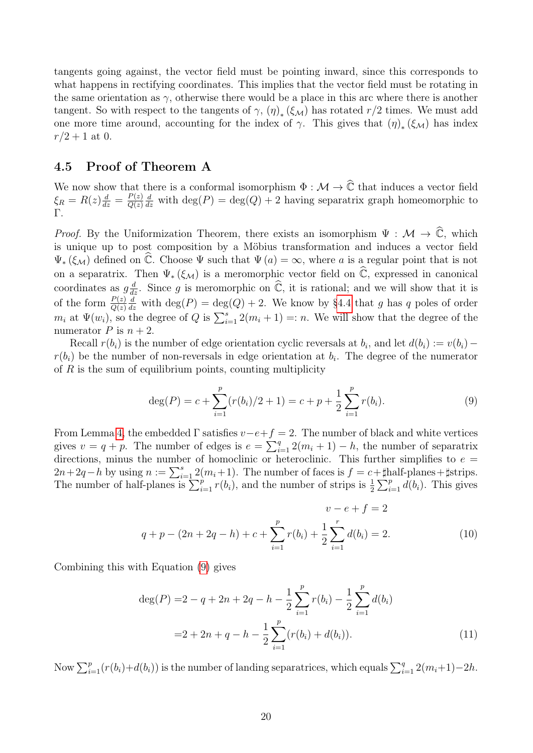tangents going against, the vector field must be pointing inward, since this corresponds to what happens in rectifying coordinates. This implies that the vector field must be rotating in the same orientation as $\gamma$, otherwise there would be a place in this arc where there is another tangent. So with respect to the tangents of $\gamma$, $(\eta)_*(\xi_{\mathcal{M}})$ has rotated $r/2$ times. We must add one more time around, accounting for the index of $\gamma$. This gives that $(\eta)_*(\xi_{\mathcal{M}})$ has index $r/2+1$ at 0.

## 4.5 Proof of Theorem A

We now show that there is a conformal isomorphism $\Phi : \mathcal{M} \to \widehat{\mathbb{C}}$ that induces a vector field $\xi_R = R(z)\frac{d}{dz} = \frac{P(z)}{Q(z)}\frac{d}{dz}$ with $\deg(P) = \deg(Q) + 2$ having separatrix graph homeomorphic to $\Gamma$.

*Proof.* By the Uniformization Theorem, there exists an isomorphism $\Psi : \mathcal{M} \to \widehat{\mathbb{C}}$, which is unique up to post composition by a Möbius transformation and induces a vector field $\Psi_*(\xi_{\mathcal{M}})$ defined on $\widehat{\mathbb{C}}$. Choose $\Psi$ such that $\Psi(a) = \infty$, where $a$ is a regular point that is not on a separatrix. Then $\Psi_*(\xi_{\mathcal{M}})$ is a meromorphic vector field on $\widehat{\mathbb{C}}$, expressed in canonical coordinates as $g\frac{d}{dz}$. Since $g$ is meromorphic on $\widehat{\mathbb{C}}$, it is rational; and we will show that it is of the form $\frac{P(z)}{Q(z)}\frac{d}{dz}$ with $\deg(P) = \deg(Q) + 2$. We know by §4.4 that $g$ has $q$ poles of order $m_i$ at $\Psi(w_i)$, so the degree of $Q$ is $\sum_{i=1}^{s} 2(m_i + 1) =: n$. We will show that the degree of the numerator $P$ is $n + 2$.

Recall $r(b_i)$ is the number of edge orientation cyclic reversals at $b_i$, and let $d(b_i) := v(b_i) - r(b_i)$ be the number of non-reversals in edge orientation at $b_i$. The degree of the numerator of $R$ is the sum of equilibrium points, counting multiplicity

$$\deg(P) = c + \sum_{i=1}^{p}(r(b_i)/2 + 1) = c + p + \frac{1}{2}\sum_{i=1}^{p} r(b_i). \tag{9}$$

From Lemma 4, the embedded $\Gamma$ satisfies $v - e + f = 2$. The number of black and white vertices gives $v = q + p$. The number of edges is $e = \sum_{i=1}^{q} 2(m_i + 1) - h$, the number of separatrix directions, minus the number of homoclinic or heteroclinic. This further simplifies to $e = 2n + 2q - h$ by using $n := \sum_{i=1}^{s} 2(m_i + 1)$. The number of faces is $f = c + \sharp$half-planes$+ \sharp$strips. The number of half-planes is $\sum_{i=1}^{p} r(b_i)$, and the number of strips is $\frac{1}{2}\sum_{i=1}^{p} d(b_i)$. This gives

$$v - e + f = 2$$
$$q + p - (2n + 2q - h) + c + \sum_{i=1}^{p} r(b_i) + \frac{1}{2}\sum_{i=1}^{r} d(b_i) = 2. \tag{10}$$

Combining this with Equation (9) gives

$$\begin{aligned}\deg(P) =& 2 - q + 2n + 2q - h - \frac{1}{2}\sum_{i=1}^{p} r(b_i) - \frac{1}{2}\sum_{i=1}^{p} d(b_i) \\ =& 2 + 2n + q - h - \frac{1}{2}\sum_{i=1}^{p}(r(b_i) + d(b_i)).\end{aligned} \tag{11}$$

Now $\sum_{i=1}^{p}(r(b_i)+d(b_i))$ is the number of landing separatrices, which equals $\sum_{i=1}^{q} 2(m_i+1)-2h$.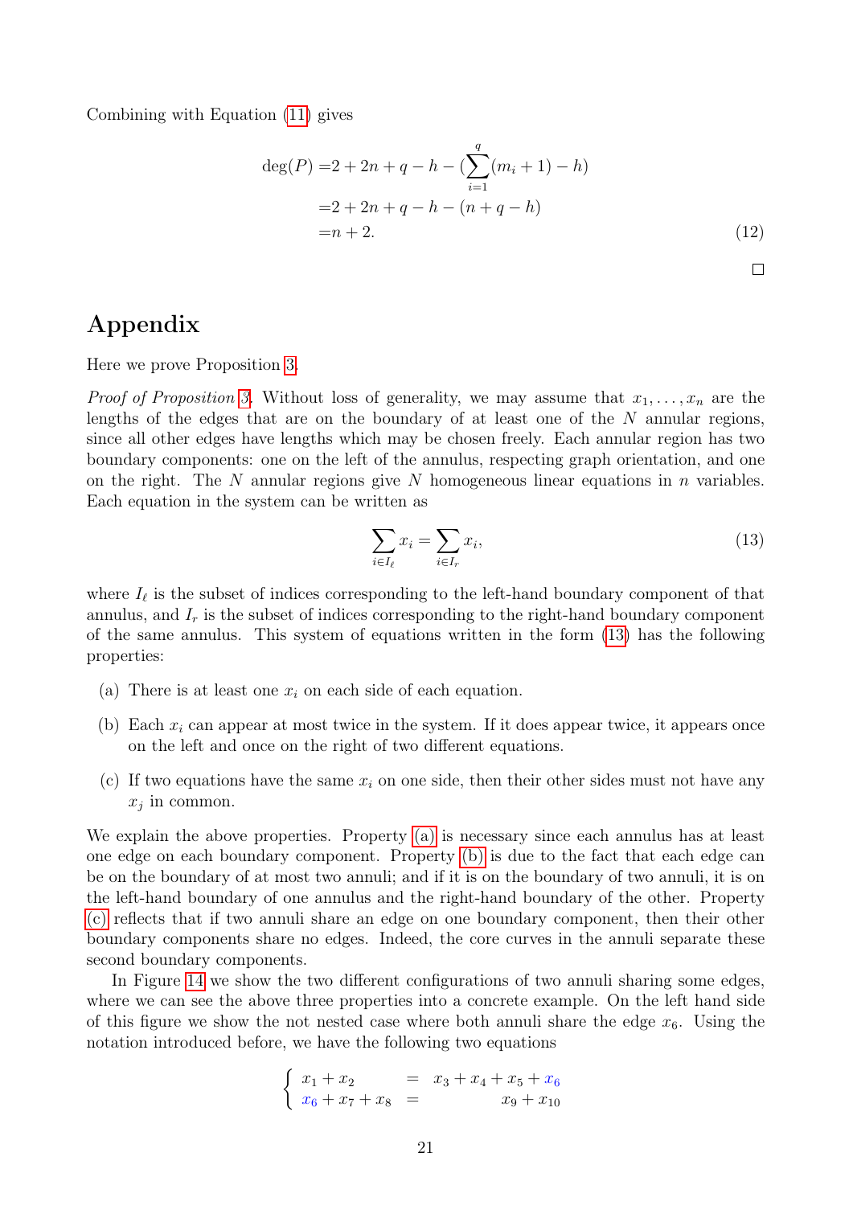Combining with Equation (11) gives

$$
\begin{aligned}
\deg(P) =& 2 + 2n + q - h - (\sum_{i=1}^{q}(m_i + 1) - h) \\
=& 2 + 2n + q - h - (n + q - h) \\
=& n + 2.
\end{aligned}
\tag{12}
$$

□

# Appendix

Here we prove Proposition 3.

*Proof of Proposition 3.* Without loss of generality, we may assume that $x_1, \ldots, x_n$ are the lengths of the edges that are on the boundary of at least one of the $N$ annular regions, since all other edges have lengths which may be chosen freely. Each annular region has two boundary components: one on the left of the annulus, respecting graph orientation, and one on the right. The $N$ annular regions give $N$ homogeneous linear equations in $n$ variables. Each equation in the system can be written as

$$
\sum_{i \in I_\ell} x_i = \sum_{i \in I_r} x_i, \tag{13}
$$

where $I_\ell$ is the subset of indices corresponding to the left-hand boundary component of that annulus, and $I_r$ is the subset of indices corresponding to the right-hand boundary component of the same annulus. This system of equations written in the form (13) has the following properties:

(a) There is at least one $x_i$ on each side of each equation.

(b) Each $x_i$ can appear at most twice in the system. If it does appear twice, it appears once on the left and once on the right of two different equations.

(c) If two equations have the same $x_i$ on one side, then their other sides must not have any $x_j$ in common.

We explain the above properties. Property (a) is necessary since each annulus has at least one edge on each boundary component. Property (b) is due to the fact that each edge can be on the boundary of at most two annuli; and if it is on the boundary of two annuli, it is on the left-hand boundary of one annulus and the right-hand boundary of the other. Property (c) reflects that if two annuli share an edge on one boundary component, then their other boundary components share no edges. Indeed, the core curves in the annuli separate these second boundary components.

In Figure 14 we show the two different configurations of two annuli sharing some edges, where we can see the above three properties into a concrete example. On the left hand side of this figure we show the not nested case where both annuli share the edge $x_6$. Using the notation introduced before, we have the following two equations

$$
\begin{cases}
x_1 + x_2 = x_3 + x_4 + x_5 + x_6 \\
x_6 + x_7 + x_8 = x_9 + x_{10}
\end{cases}
$$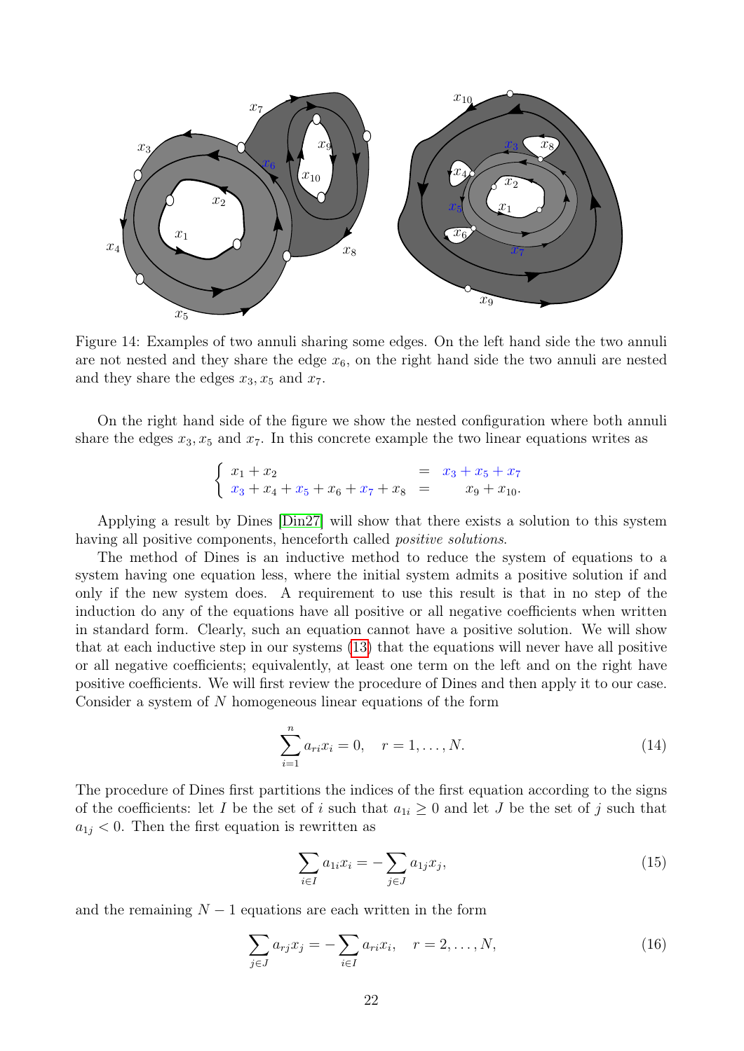Figure 14: Examples of two annuli sharing some edges. On the left hand side the two annuli are not nested and they share the edge $x_6$, on the right hand side the two annuli are nested and they share the edges $x_3, x_5$ and $x_7$.

On the right hand side of the figure we show the nested configuration where both annuli share the edges $x_3, x_5$ and $x_7$. In this concrete example the two linear equations writes as

$$\begin{cases} x_1 + x_2 = x_3 + x_5 + x_7 \\ x_3 + x_4 + x_5 + x_6 + x_7 + x_8 = x_9 + x_{10}. \end{cases}$$

Applying a result by Dines [Din27] will show that there exists a solution to this system having all positive components, henceforth called *positive solutions*.

The method of Dines is an inductive method to reduce the system of equations to a system having one equation less, where the initial system admits a positive solution if and only if the new system does. A requirement to use this result is that in no step of the induction do any of the equations have all positive or all negative coefficients when written in standard form. Clearly, such an equation cannot have a positive solution. We will show that at each inductive step in our systems (13) that the equations will never have all positive or all negative coefficients; equivalently, at least one term on the left and on the right have positive coefficients. We will first review the procedure of Dines and then apply it to our case. Consider a system of $N$ homogeneous linear equations of the form

$$\sum_{i=1}^{n} a_{ri} x_i = 0, \quad r = 1, \dots, N. \tag{14}$$

The procedure of Dines first partitions the indices of the first equation according to the signs of the coefficients: let $I$ be the set of $i$ such that $a_{1i} \geq 0$ and let $J$ be the set of $j$ such that $a_{1j} < 0$. Then the first equation is rewritten as

$$\sum_{i \in I} a_{1i} x_i = -\sum_{j \in J} a_{1j} x_j, \tag{15}$$

and the remaining $N-1$ equations are each written in the form

$$\sum_{j \in J} a_{rj} x_j = -\sum_{i \in I} a_{ri} x_i, \quad r = 2, \dots, N, \tag{16}$$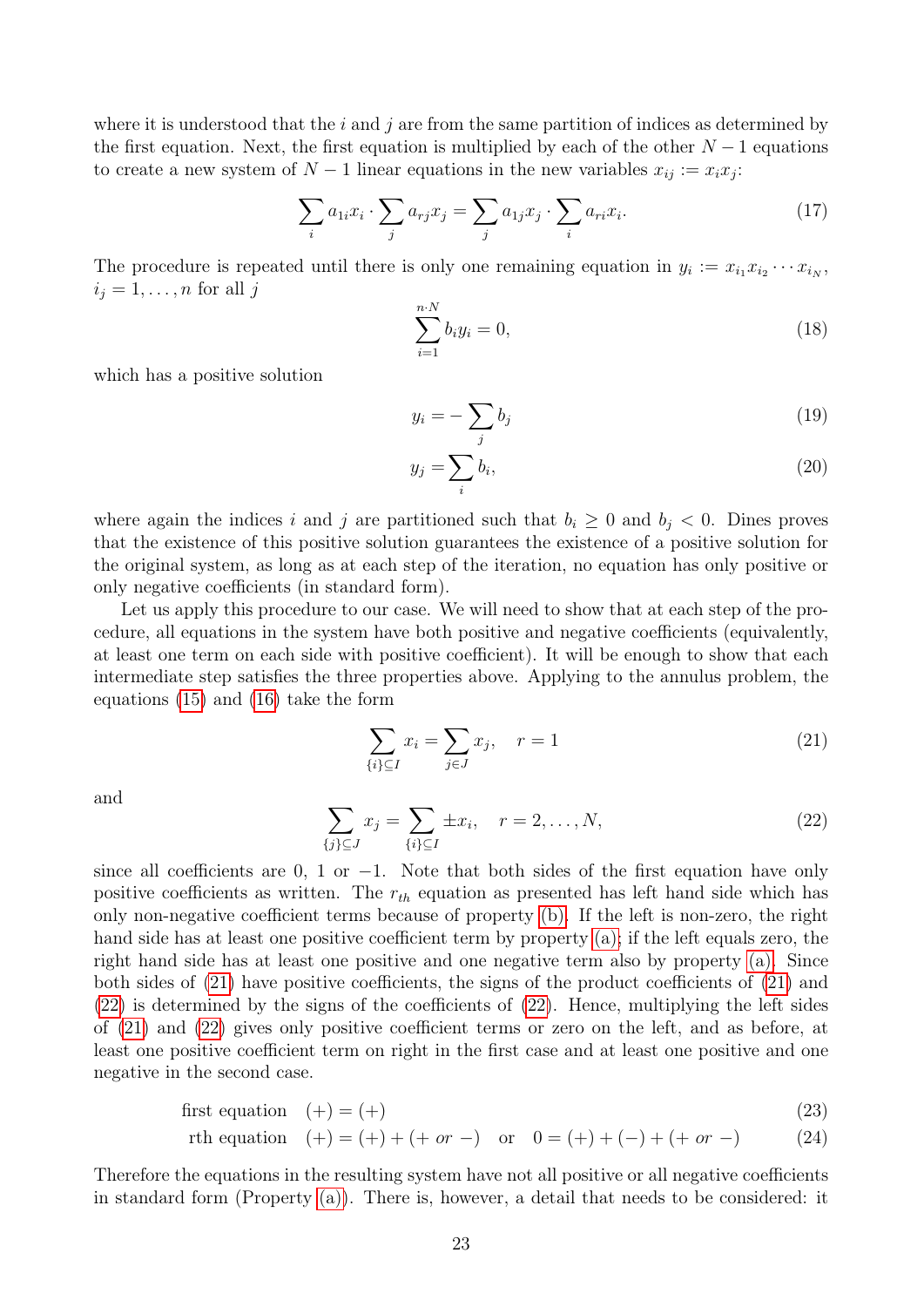where it is understood that the $i$ and $j$ are from the same partition of indices as determined by the first equation. Next, the first equation is multiplied by each of the other $N-1$ equations to create a new system of $N-1$ linear equations in the new variables $x_{ij} := x_i x_j$:

$$\sum_i a_{1i} x_i \cdot \sum_j a_{rj} x_j = \sum_j a_{1j} x_j \cdot \sum_i a_{ri} x_i. \tag{17}$$

The procedure is repeated until there is only one remaining equation in $y_i := x_{i_1} x_{i_2} \cdots x_{i_N}$, $i_j = 1, \ldots, n$ for all $j$

$$\sum_{i=1}^{n \cdot N} b_i y_i = 0, \tag{18}$$

which has a positive solution

$$y_i = -\sum_j b_j \tag{19}$$

$$y_j = \sum_i b_i, \tag{20}$$

where again the indices $i$ and $j$ are partitioned such that $b_i \geq 0$ and $b_j < 0$. Dines proves that the existence of this positive solution guarantees the existence of a positive solution for the original system, as long as at each step of the iteration, no equation has only positive or only negative coefficients (in standard form).

Let us apply this procedure to our case. We will need to show that at each step of the procedure, all equations in the system have both positive and negative coefficients (equivalently, at least one term on each side with positive coefficient). It will be enough to show that each intermediate step satisfies the three properties above. Applying to the annulus problem, the equations (15) and (16) take the form

$$\sum_{\{i\} \subseteq I} x_i = \sum_{j \in J} x_j, \quad r = 1 \tag{21}$$

and

$$\sum_{\{j\} \subseteq J} x_j = \sum_{\{i\} \subseteq I} \pm x_i, \quad r = 2, \ldots, N, \tag{22}$$

since all coefficients are 0, 1 or $-1$. Note that both sides of the first equation have only positive coefficients as written. The $r_{th}$ equation as presented has left hand side which has only non-negative coefficient terms because of property (b). If the left is non-zero, the right hand side has at least one positive coefficient term by property (a); if the left equals zero, the right hand side has at least one positive and one negative term also by property (a). Since both sides of (21) have positive coefficients, the signs of the product coefficients of (21) and (22) is determined by the signs of the coefficients of (22). Hence, multiplying the left sides of (21) and (22) gives only positive coefficient terms or zero on the left, and as before, at least one positive coefficient term on right in the first case and at least one positive and one negative in the second case.

$$\text{first equation} \quad (+) = (+) \tag{23}$$

$$\text{rth equation} \quad (+) = (+) + (+ \text{ or } -) \quad \text{or} \quad 0 = (+) + (-) + (+ \text{ or } -) \tag{24}$$

Therefore the equations in the resulting system have not all positive or all negative coefficients in standard form (Property (a)). There is, however, a detail that needs to be considered: it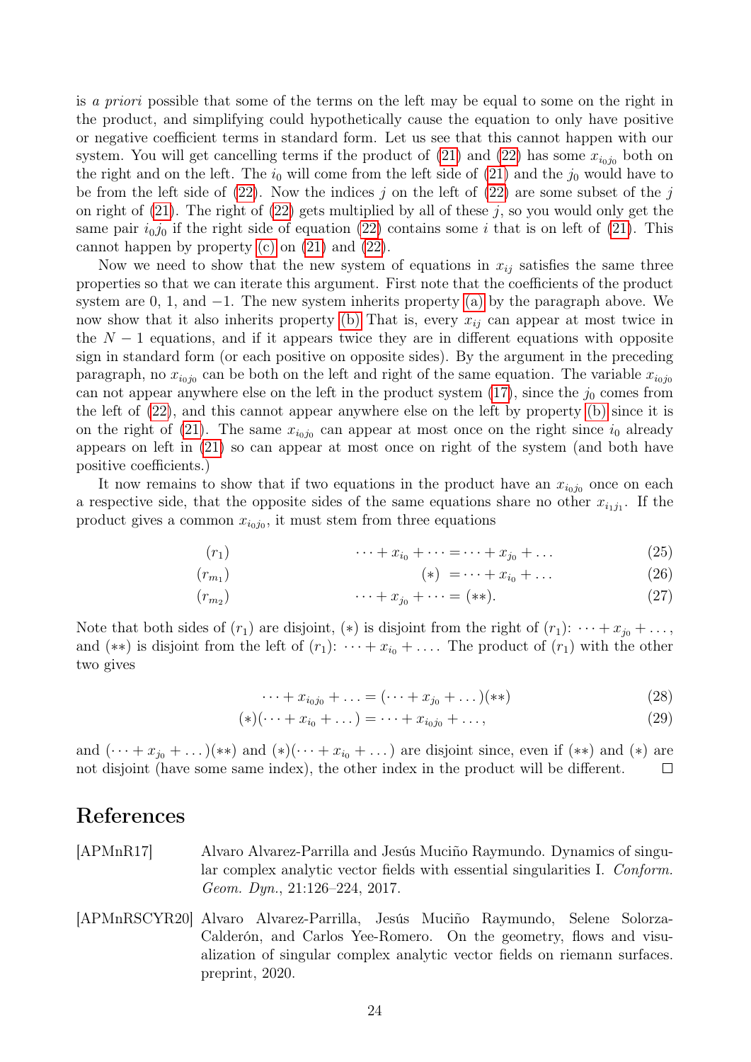is *a priori* possible that some of the terms on the left may be equal to some on the right in the product, and simplifying could hypothetically cause the equation to only have positive or negative coefficient terms in standard form. Let us see that this cannot happen with our system. You will get cancelling terms if the product of (21) and (22) has some $x_{i_0j_0}$ both on the right and on the left. The $i_0$ will come from the left side of (21) and the $j_0$ would have to be from the left side of (22). Now the indices $j$ on the left of (22) are some subset of the $j$ on right of (21). The right of (22) gets multiplied by all of these $j$, so you would only get the same pair $i_0j_0$ if the right side of equation (22) contains some $i$ that is on left of (21). This cannot happen by property (c) on (21) and (22).

Now we need to show that the new system of equations in $x_{ij}$ satisfies the same three properties so that we can iterate this argument. First note that the coefficients of the product system are 0, 1, and $-1$. The new system inherits property (a) by the paragraph above. We now show that it also inherits property (b) That is, every $x_{ij}$ can appear at most twice in the $N-1$ equations, and if it appears twice they are in different equations with opposite sign in standard form (or each positive on opposite sides). By the argument in the preceding paragraph, no $x_{i_0j_0}$ can be both on the left and right of the same equation. The variable $x_{i_0j_0}$ can not appear anywhere else on the left in the product system (17), since the $j_0$ comes from the left of (22), and this cannot appear anywhere else on the left by property (b) since it is on the right of (21). The same $x_{i_0j_0}$ can appear at most once on the right since $i_0$ already appears on left in (21) so can appear at most once on right of the system (and both have positive coefficients.)

It now remains to show that if two equations in the product have an $x_{i_0j_0}$ once on each a respective side, that the opposite sides of the same equations share no other $x_{i_1j_1}$. If the product gives a common $x_{i_0j_0}$, it must stem from three equations

$$(r_1) \qquad \cdots + x_{i_0} + \cdots = \cdots + x_{j_0} + \ldots \tag{25}$$

$$(r_{m_1}) \qquad (*) \; = \cdots + x_{i_0} + \ldots \tag{26}$$

$$(r_{m_2}) \qquad \cdots + x_{j_0} + \cdots = (**). \tag{27}$$

Note that both sides of $(r_1)$ are disjoint, $(*)$ is disjoint from the right of $(r_1)$: $\cdots + x_{j_0} + \ldots$, and $(**)$ is disjoint from the left of $(r_1)$: $\cdots + x_{i_0} + \ldots$. The product of $(r_1)$ with the other two gives

$$\cdots + x_{i_0j_0} + \ldots = (\cdots + x_{j_0} + \ldots)(**) \tag{28}$$

$$(*)(\cdots + x_{i_0} + \ldots) = \cdots + x_{i_0j_0} + \ldots, \tag{29}$$

and $(\cdots + x_{j_0} + \ldots)(**)$ and $(*)(\cdots + x_{i_0} + \ldots)$ are disjoint since, even if $(**)$ and $(*)$ are not disjoint (have some same index), the other index in the product will be different. ☐

# References

[APMnR17] Alvaro Alvarez-Parrilla and Jesús Muciño Raymundo. Dynamics of singular complex analytic vector fields with essential singularities I. *Conform. Geom. Dyn.*, 21:126–224, 2017.

[APMnRSCYR20] Alvaro Alvarez-Parrilla, Jesús Muciño Raymundo, Selene Solorza-Calderón, and Carlos Yee-Romero. On the geometry, flows and visualization of singular complex analytic vector fields on riemann surfaces. preprint, 2020.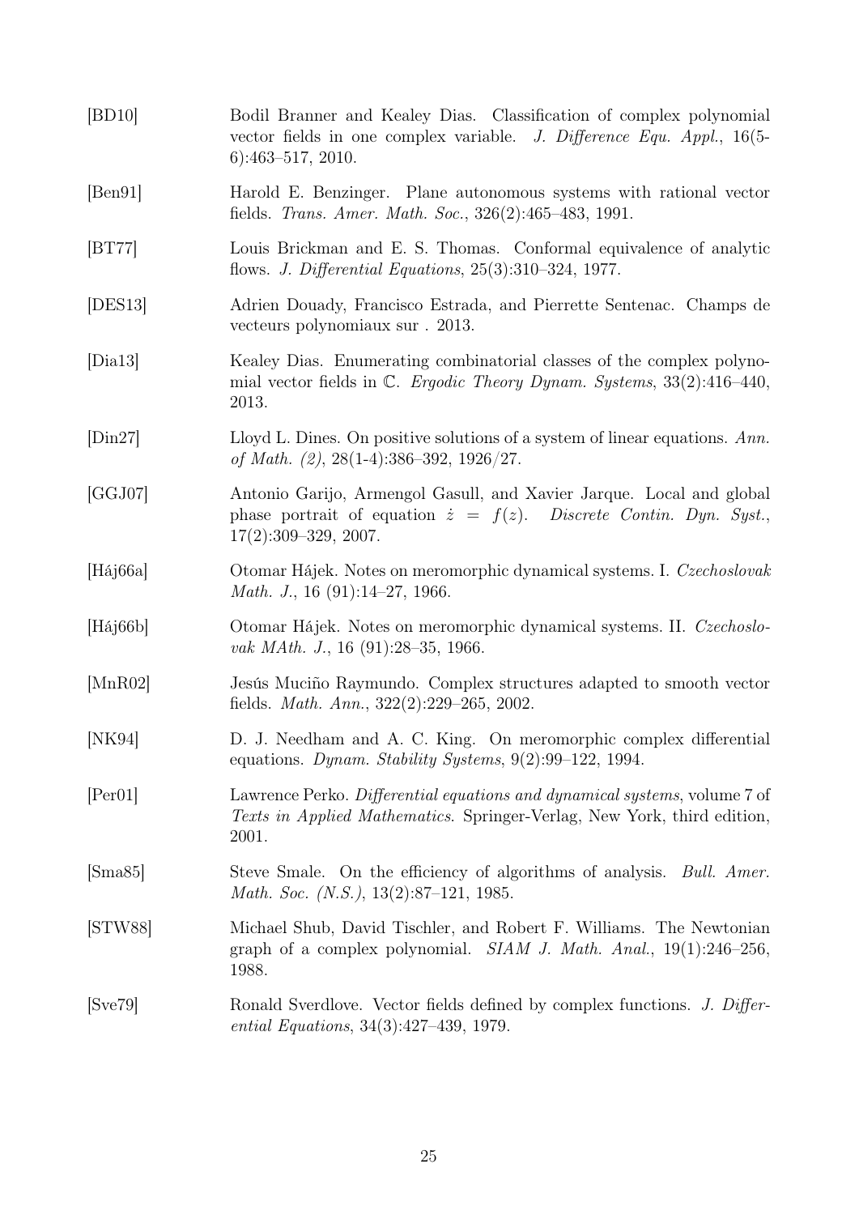[BD10] Bodil Branner and Kealey Dias. Classification of complex polynomial vector fields in one complex variable. *J. Difference Equ. Appl.*, 16(5-6):463–517, 2010.

[Ben91] Harold E. Benzinger. Plane autonomous systems with rational vector fields. *Trans. Amer. Math. Soc.*, 326(2):465–483, 1991.

[BT77] Louis Brickman and E. S. Thomas. Conformal equivalence of analytic flows. *J. Differential Equations*, 25(3):310–324, 1977.

[DES13] Adrien Douady, Francisco Estrada, and Pierrette Sentenac. Champs de vecteurs polynomiaux sur . 2013.

[Dia13] Kealey Dias. Enumerating combinatorial classes of the complex polynomial vector fields in $\mathbb{C}$. *Ergodic Theory Dynam. Systems*, 33(2):416–440, 2013.

[Din27] Lloyd L. Dines. On positive solutions of a system of linear equations. *Ann. of Math. (2)*, 28(1-4):386–392, 1926/27.

[GGJ07] Antonio Garijo, Armengol Gasull, and Xavier Jarque. Local and global phase portrait of equation $\dot{z} = f(z)$. *Discrete Contin. Dyn. Syst.*, 17(2):309–329, 2007.

[Háj66a] Otomar Hájek. Notes on meromorphic dynamical systems. I. *Czechoslovak Math. J.*, 16 (91):14–27, 1966.

[Háj66b] Otomar Hájek. Notes on meromorphic dynamical systems. II. *Czechoslovak MAth. J.*, 16 (91):28–35, 1966.

[MnR02] Jesús Muciño Raymundo. Complex structures adapted to smooth vector fields. *Math. Ann.*, 322(2):229–265, 2002.

[NK94] D. J. Needham and A. C. King. On meromorphic complex differential equations. *Dynam. Stability Systems*, 9(2):99–122, 1994.

[Per01] Lawrence Perko. *Differential equations and dynamical systems*, volume 7 of *Texts in Applied Mathematics*. Springer-Verlag, New York, third edition, 2001.

[Sma85] Steve Smale. On the efficiency of algorithms of analysis. *Bull. Amer. Math. Soc. (N.S.)*, 13(2):87–121, 1985.

[STW88] Michael Shub, David Tischler, and Robert F. Williams. The Newtonian graph of a complex polynomial. *SIAM J. Math. Anal.*, 19(1):246–256, 1988.

[Sve79] Ronald Sverdlove. Vector fields defined by complex functions. *J. Differential Equations*, 34(3):427–439, 1979.